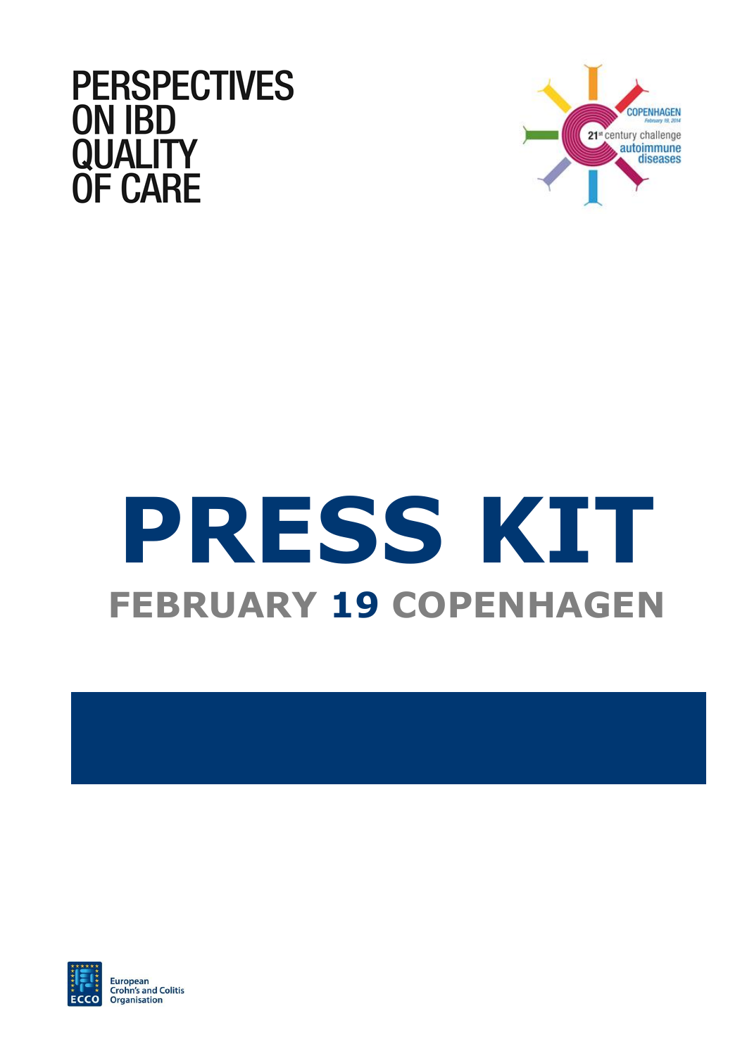# PERSPECTIVES ON IBD QUALITY OF CARE

COPENHAGEN
February 19, 2014
21st century challenge
autoimmune diseases

# PRESS KIT

## FEBRUARY 19 COPENHAGEN

ECCO
European Crohn's and Colitis Organisation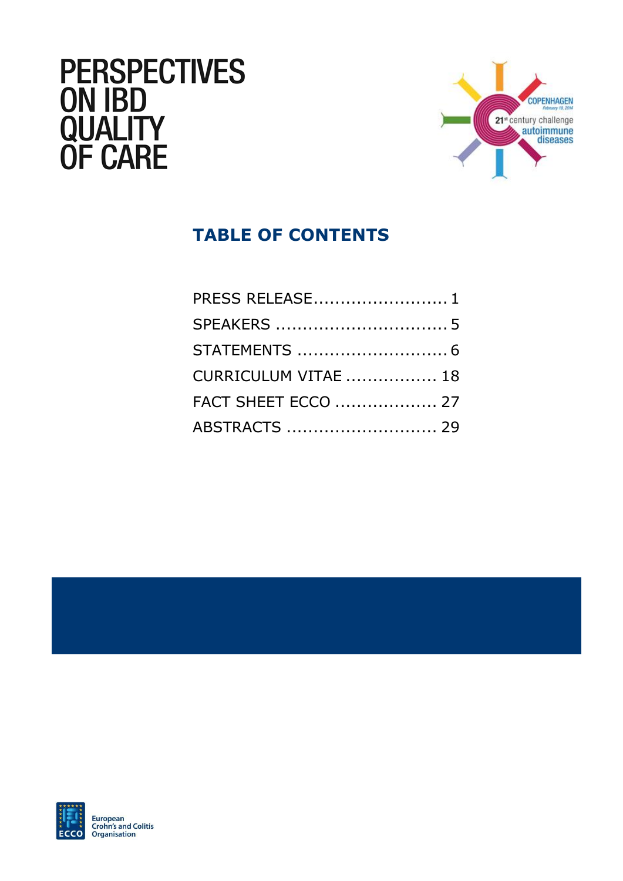# PERSPECTIVES ON IBD QUALITY OF CARE

COPENHAGEN
February 19, 2014
21st century challenge
autoimmune diseases

## TABLE OF CONTENTS

PRESS RELEASE........................ 1

SPEAKERS .............................. 5

STATEMENTS ........................... 6

CURRICULUM VITAE ................. 18

FACT SHEET ECCO ................... 27

ABSTRACTS ........................... 29

European Crohn's and Colitis Organisation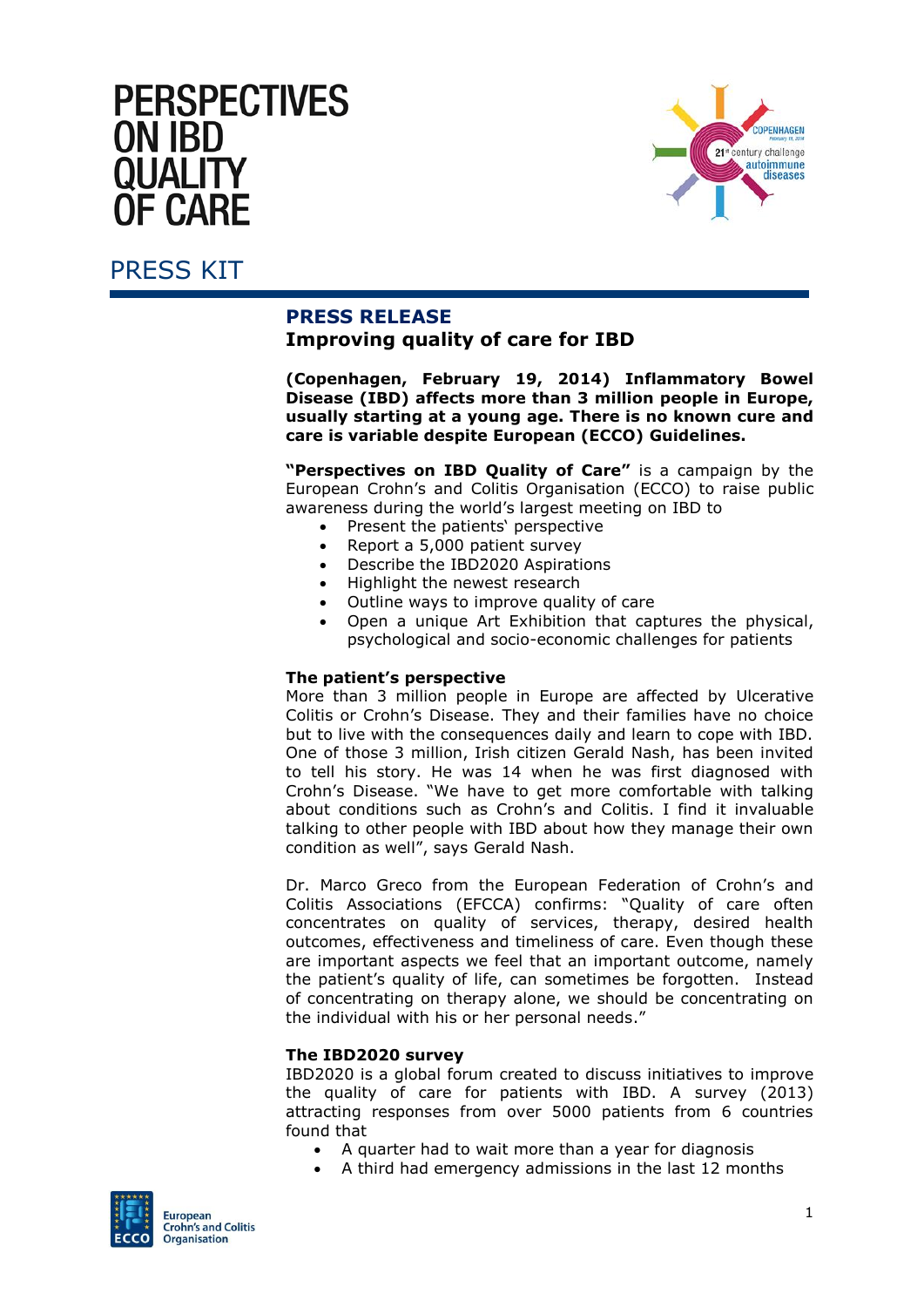# PERSPECTIVES ON IBD QUALITY OF CARE

## PRESS KIT

### PRESS RELEASE

**Improving quality of care for IBD**

**(Copenhagen, February 19, 2014) Inflammatory Bowel Disease (IBD) affects more than 3 million people in Europe, usually starting at a young age. There is no known cure and care is variable despite European (ECCO) Guidelines.**

**"Perspectives on IBD Quality of Care"** is a campaign by the European Crohn's and Colitis Organisation (ECCO) to raise public awareness during the world's largest meeting on IBD to

- Present the patients' perspective
- Report a 5,000 patient survey
- Describe the IBD2020 Aspirations
- Highlight the newest research
- Outline ways to improve quality of care
- Open a unique Art Exhibition that captures the physical, psychological and socio-economic challenges for patients

**The patient's perspective**

More than 3 million people in Europe are affected by Ulcerative Colitis or Crohn's Disease. They and their families have no choice but to live with the consequences daily and learn to cope with IBD. One of those 3 million, Irish citizen Gerald Nash, has been invited to tell his story. He was 14 when he was first diagnosed with Crohn's Disease. "We have to get more comfortable with talking about conditions such as Crohn's and Colitis. I find it invaluable talking to other people with IBD about how they manage their own condition as well", says Gerald Nash.

Dr. Marco Greco from the European Federation of Crohn's and Colitis Associations (EFCCA) confirms: "Quality of care often concentrates on quality of services, therapy, desired health outcomes, effectiveness and timeliness of care. Even though these are important aspects we feel that an important outcome, namely the patient's quality of life, can sometimes be forgotten. Instead of concentrating on therapy alone, we should be concentrating on the individual with his or her personal needs."

**The IBD2020 survey**

IBD2020 is a global forum created to discuss initiatives to improve the quality of care for patients with IBD. A survey (2013) attracting responses from over 5000 patients from 6 countries found that

- A quarter had to wait more than a year for diagnosis
- A third had emergency admissions in the last 12 months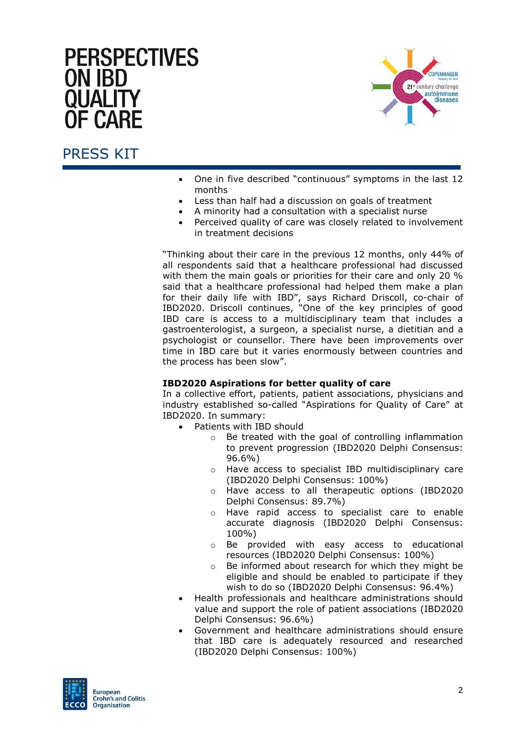- One in five described "continuous" symptoms in the last 12 months
- Less than half had a discussion on goals of treatment
- A minority had a consultation with a specialist nurse
- Perceived quality of care was closely related to involvement in treatment decisions

"Thinking about their care in the previous 12 months, only 44% of all respondents said that a healthcare professional had discussed with them the main goals or priorities for their care and only 20 % said that a healthcare professional had helped them make a plan for their daily life with IBD", says Richard Driscoll, co-chair of IBD2020. Driscoll continues, "One of the key principles of good IBD care is access to a multidisciplinary team that includes a gastroenterologist, a surgeon, a specialist nurse, a dietitian and a psychologist or counsellor. There have been improvements over time in IBD care but it varies enormously between countries and the process has been slow".

**IBD2020 Aspirations for better quality of care**

In a collective effort, patients, patient associations, physicians and industry established so-called "Aspirations for Quality of Care" at IBD2020. In summary:

- Patients with IBD should
  - Be treated with the goal of controlling inflammation to prevent progression (IBD2020 Delphi Consensus: 96.6%)
  - Have access to specialist IBD multidisciplinary care (IBD2020 Delphi Consensus: 100%)
  - Have access to all therapeutic options (IBD2020 Delphi Consensus: 89.7%)
  - Have rapid access to specialist care to enable accurate diagnosis (IBD2020 Delphi Consensus: 100%)
  - Be provided with easy access to educational resources (IBD2020 Delphi Consensus: 100%)
  - Be informed about research for which they might be eligible and should be enabled to participate if they wish to do so (IBD2020 Delphi Consensus: 96.4%)
- Health professionals and healthcare administrations should value and support the role of patient associations (IBD2020 Delphi Consensus: 96.6%)
- Government and healthcare administrations should ensure that IBD care is adequately resourced and researched (IBD2020 Delphi Consensus: 100%)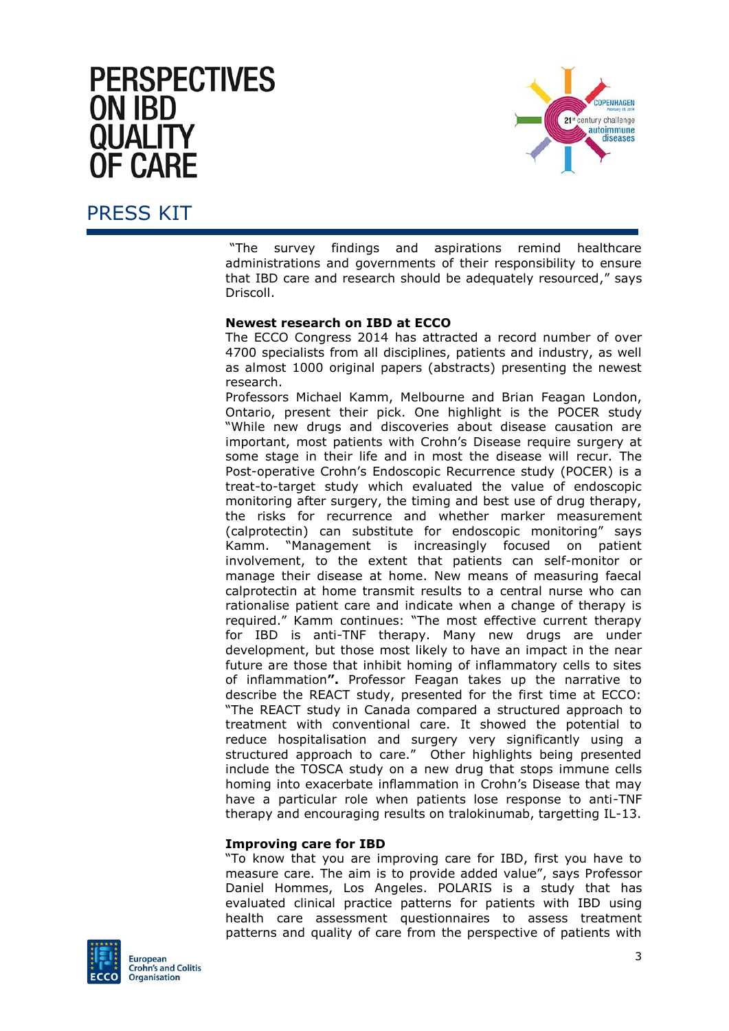"The survey findings and aspirations remind healthcare administrations and governments of their responsibility to ensure that IBD care and research should be adequately resourced," says Driscoll.

**Newest research on IBD at ECCO**

The ECCO Congress 2014 has attracted a record number of over 4700 specialists from all disciplines, patients and industry, as well as almost 1000 original papers (abstracts) presenting the newest research.

Professors Michael Kamm, Melbourne and Brian Feagan London, Ontario, present their pick. One highlight is the POCER study "While new drugs and discoveries about disease causation are important, most patients with Crohn's Disease require surgery at some stage in their life and in most the disease will recur. The Post-operative Crohn's Endoscopic Recurrence study (POCER) is a treat-to-target study which evaluated the value of endoscopic monitoring after surgery, the timing and best use of drug therapy, the risks for recurrence and whether marker measurement (calprotectin) can substitute for endoscopic monitoring" says Kamm. "Management is increasingly focused on patient involvement, to the extent that patients can self-monitor or manage their disease at home. New means of measuring faecal calprotectin at home transmit results to a central nurse who can rationalise patient care and indicate when a change of therapy is required." Kamm continues: "The most effective current therapy for IBD is anti-TNF therapy. Many new drugs are under development, but those most likely to have an impact in the near future are those that inhibit homing of inflammatory cells to sites of inflammation**".** Professor Feagan takes up the narrative to describe the REACT study, presented for the first time at ECCO: "The REACT study in Canada compared a structured approach to treatment with conventional care. It showed the potential to reduce hospitalisation and surgery very significantly using a structured approach to care." Other highlights being presented include the TOSCA study on a new drug that stops immune cells homing into exacerbate inflammation in Crohn's Disease that may have a particular role when patients lose response to anti-TNF therapy and encouraging results on tralokinumab, targetting IL-13.

**Improving care for IBD**

"To know that you are improving care for IBD, first you have to measure care. The aim is to provide added value", says Professor Daniel Hommes, Los Angeles. POLARIS is a study that has evaluated clinical practice patterns for patients with IBD using health care assessment questionnaires to assess treatment patterns and quality of care from the perspective of patients with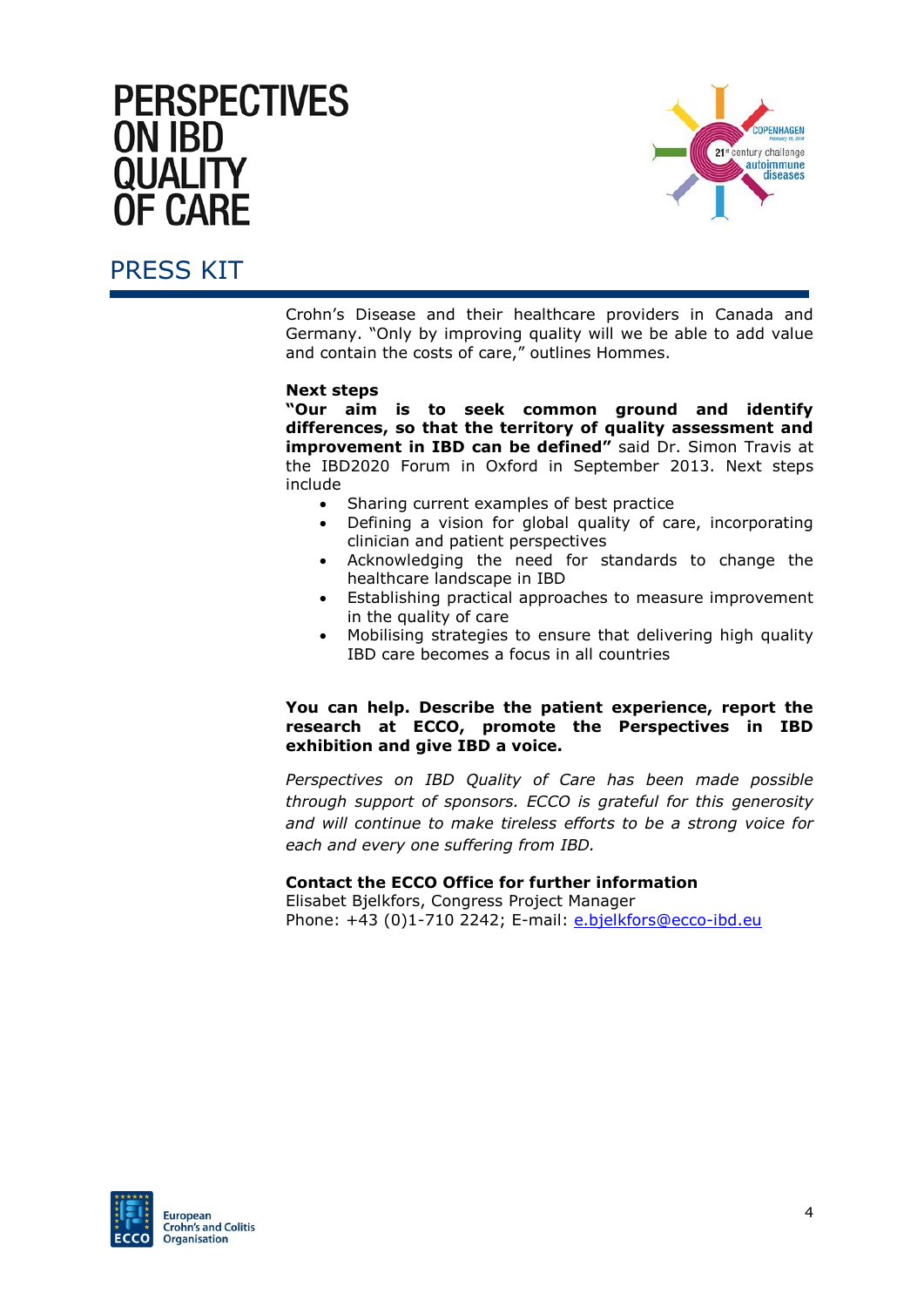Crohn's Disease and their healthcare providers in Canada and Germany. "Only by improving quality will we be able to add value and contain the costs of care," outlines Hommes.

**Next steps**

**"Our aim is to seek common ground and identify differences, so that the territory of quality assessment and improvement in IBD can be defined"** said Dr. Simon Travis at the IBD2020 Forum in Oxford in September 2013. Next steps include

- Sharing current examples of best practice
- Defining a vision for global quality of care, incorporating clinician and patient perspectives
- Acknowledging the need for standards to change the healthcare landscape in IBD
- Establishing practical approaches to measure improvement in the quality of care
- Mobilising strategies to ensure that delivering high quality IBD care becomes a focus in all countries

**You can help. Describe the patient experience, report the research at ECCO, promote the Perspectives in IBD exhibition and give IBD a voice.**

*Perspectives on IBD Quality of Care has been made possible through support of sponsors. ECCO is grateful for this generosity and will continue to make tireless efforts to be a strong voice for each and every one suffering from IBD.*

**Contact the ECCO Office for further information**

Elisabet Bjelkfors, Congress Project Manager

Phone: +43 (0)1-710 2242; E-mail: e.bjelkfors@ecco-ibd.eu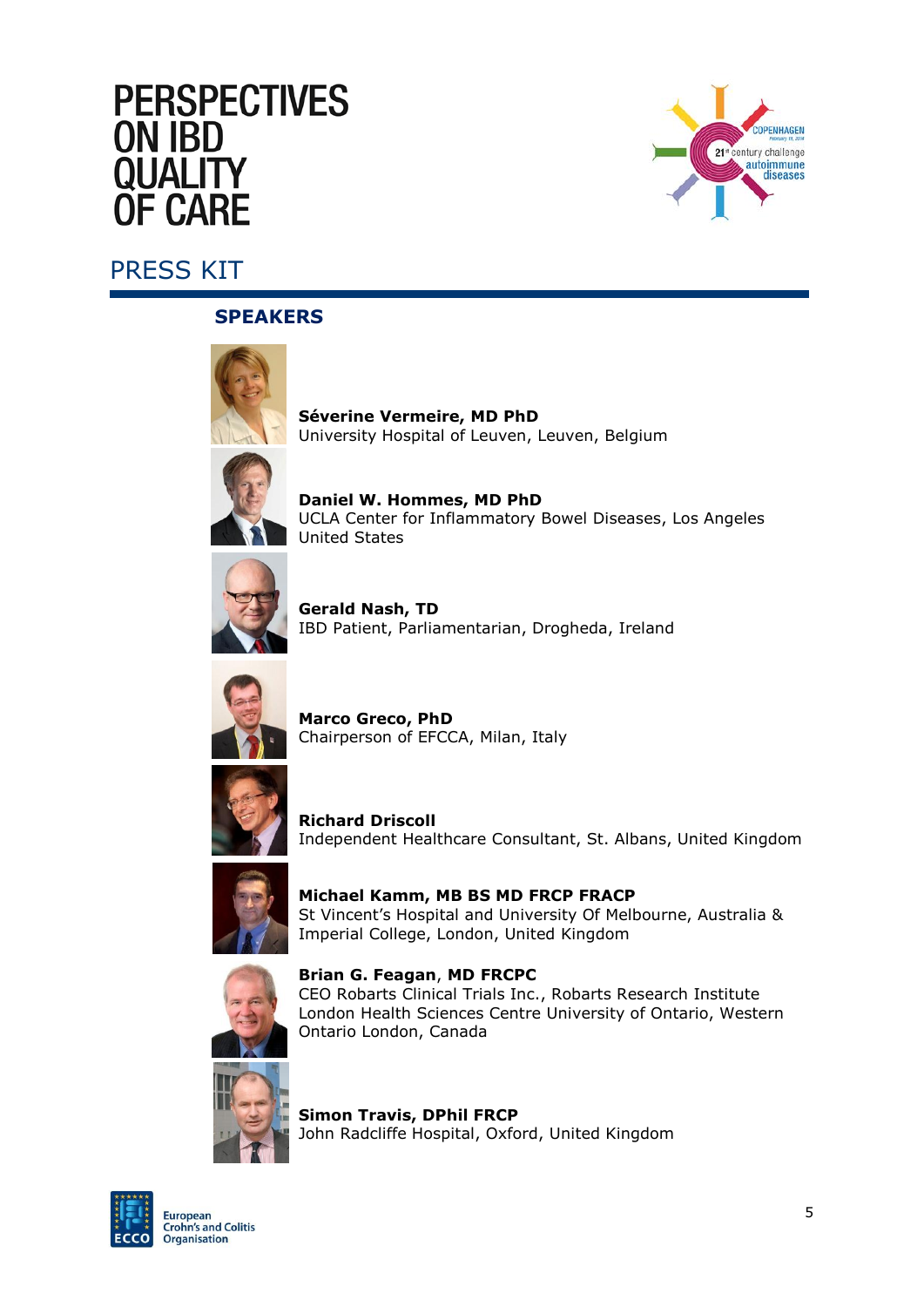# PERSPECTIVES ON IBD QUALITY OF CARE

## PRESS KIT

### SPEAKERS

**Séverine Vermeire, MD PhD**
University Hospital of Leuven, Leuven, Belgium

**Daniel W. Hommes, MD PhD**
UCLA Center for Inflammatory Bowel Diseases, Los Angeles United States

**Gerald Nash, TD**
IBD Patient, Parliamentarian, Drogheda, Ireland

**Marco Greco, PhD**
Chairperson of EFCCA, Milan, Italy

**Richard Driscoll**
Independent Healthcare Consultant, St. Albans, United Kingdom

**Michael Kamm, MB BS MD FRCP FRACP**
St Vincent's Hospital and University Of Melbourne, Australia & Imperial College, London, United Kingdom

**Brian G. Feagan, MD FRCPC**
CEO Robarts Clinical Trials Inc., Robarts Research Institute London Health Sciences Centre University of Ontario, Western Ontario London, Canada

**Simon Travis, DPhil FRCP**
John Radcliffe Hospital, Oxford, United Kingdom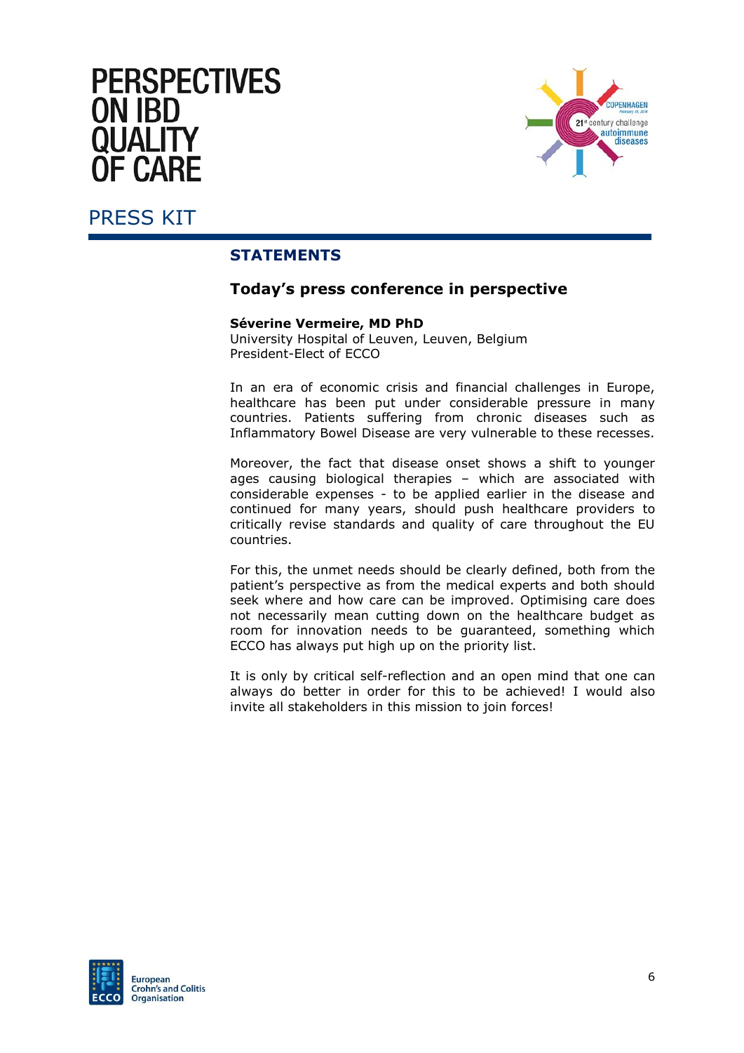# PERSPECTIVES ON IBD QUALITY OF CARE

PRESS KIT

## STATEMENTS

### Today's press conference in perspective

**Séverine Vermeire, MD PhD**
University Hospital of Leuven, Leuven, Belgium
President-Elect of ECCO

In an era of economic crisis and financial challenges in Europe, healthcare has been put under considerable pressure in many countries. Patients suffering from chronic diseases such as Inflammatory Bowel Disease are very vulnerable to these recesses.

Moreover, the fact that disease onset shows a shift to younger ages causing biological therapies – which are associated with considerable expenses - to be applied earlier in the disease and continued for many years, should push healthcare providers to critically revise standards and quality of care throughout the EU countries.

For this, the unmet needs should be clearly defined, both from the patient's perspective as from the medical experts and both should seek where and how care can be improved. Optimising care does not necessarily mean cutting down on the healthcare budget as room for innovation needs to be guaranteed, something which ECCO has always put high up on the priority list.

It is only by critical self-reflection and an open mind that one can always do better in order for this to be achieved! I would also invite all stakeholders in this mission to join forces!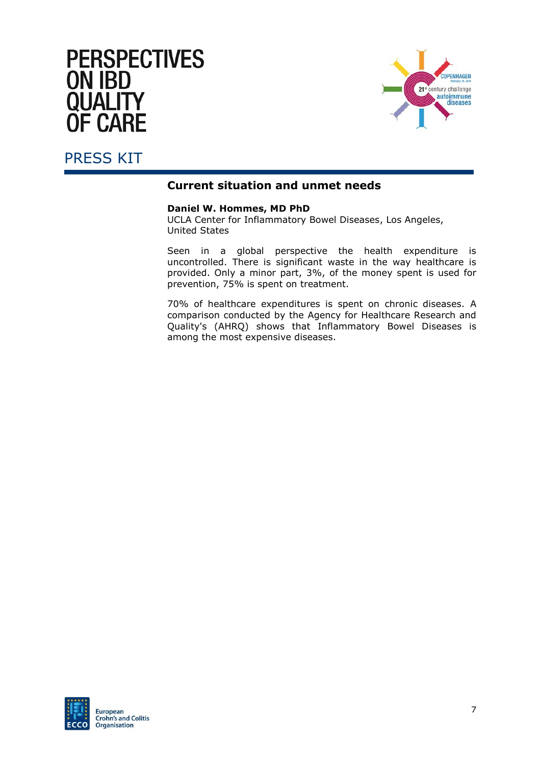## Current situation and unmet needs

**Daniel W. Hommes, MD PhD**
UCLA Center for Inflammatory Bowel Diseases, Los Angeles, United States

Seen in a global perspective the health expenditure is uncontrolled. There is significant waste in the way healthcare is provided. Only a minor part, 3%, of the money spent is used for prevention, 75% is spent on treatment.

70% of healthcare expenditures is spent on chronic diseases. A comparison conducted by the Agency for Healthcare Research and Quality's (AHRQ) shows that Inflammatory Bowel Diseases is among the most expensive diseases.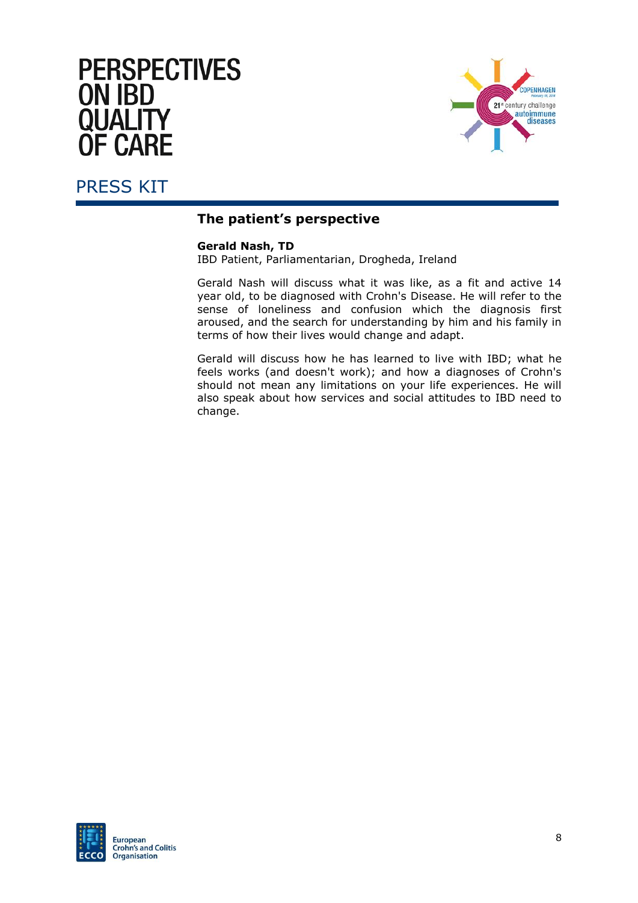# PERSPECTIVES ON IBD QUALITY OF CARE

## PRESS KIT

### The patient's perspective

**Gerald Nash, TD**
IBD Patient, Parliamentarian, Drogheda, Ireland

Gerald Nash will discuss what it was like, as a fit and active 14 year old, to be diagnosed with Crohn's Disease. He will refer to the sense of loneliness and confusion which the diagnosis first aroused, and the search for understanding by him and his family in terms of how their lives would change and adapt.

Gerald will discuss how he has learned to live with IBD; what he feels works (and doesn't work); and how a diagnoses of Crohn's should not mean any limitations on your life experiences. He will also speak about how services and social attitudes to IBD need to change.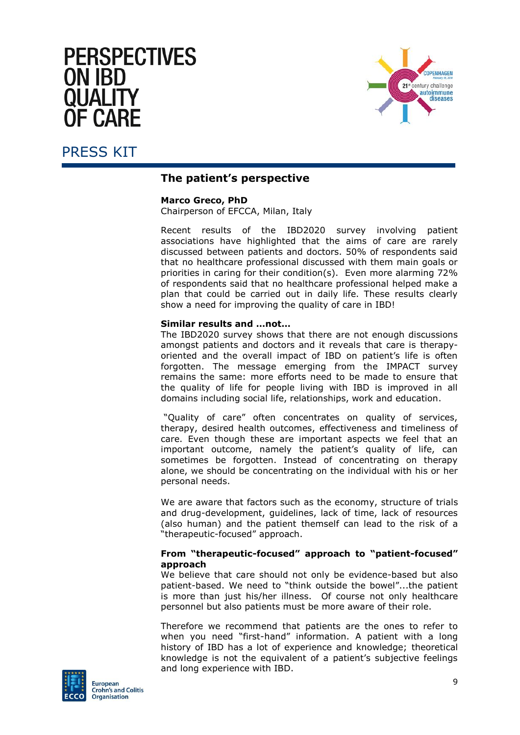## The patient's perspective

**Marco Greco, PhD**
Chairperson of EFCCA, Milan, Italy

Recent results of the IBD2020 survey involving patient associations have highlighted that the aims of care are rarely discussed between patients and doctors. 50% of respondents said that no healthcare professional discussed with them main goals or priorities in caring for their condition(s). Even more alarming 72% of respondents said that no healthcare professional helped make a plan that could be carried out in daily life. These results clearly show a need for improving the quality of care in IBD!

**Similar results and …not…**

The IBD2020 survey shows that there are not enough discussions amongst patients and doctors and it reveals that care is therapy-oriented and the overall impact of IBD on patient's life is often forgotten. The message emerging from the IMPACT survey remains the same: more efforts need to be made to ensure that the quality of life for people living with IBD is improved in all domains including social life, relationships, work and education.

"Quality of care" often concentrates on quality of services, therapy, desired health outcomes, effectiveness and timeliness of care. Even though these are important aspects we feel that an important outcome, namely the patient's quality of life, can sometimes be forgotten. Instead of concentrating on therapy alone, we should be concentrating on the individual with his or her personal needs.

We are aware that factors such as the economy, structure of trials and drug-development, guidelines, lack of time, lack of resources (also human) and the patient themself can lead to the risk of a "therapeutic-focused" approach.

**From "therapeutic-focused" approach to "patient-focused" approach**

We believe that care should not only be evidence-based but also patient-based. We need to "think outside the bowel"...the patient is more than just his/her illness. Of course not only healthcare personnel but also patients must be more aware of their role.

Therefore we recommend that patients are the ones to refer to when you need "first-hand" information. A patient with a long history of IBD has a lot of experience and knowledge; theoretical knowledge is not the equivalent of a patient's subjective feelings and long experience with IBD.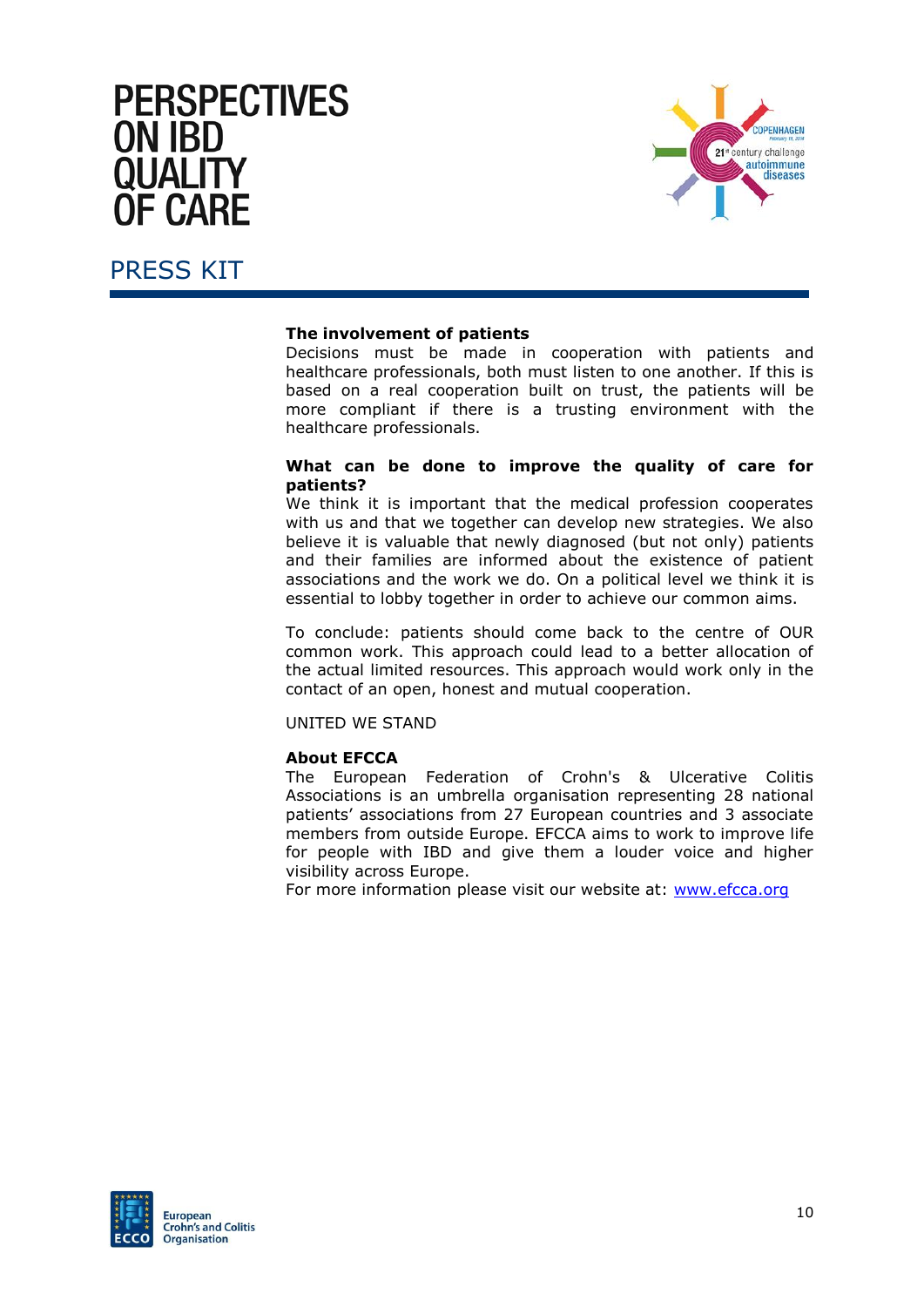### The involvement of patients

Decisions must be made in cooperation with patients and healthcare professionals, both must listen to one another. If this is based on a real cooperation built on trust, the patients will be more compliant if there is a trusting environment with the healthcare professionals.

### What can be done to improve the quality of care for patients?

We think it is important that the medical profession cooperates with us and that we together can develop new strategies. We also believe it is valuable that newly diagnosed (but not only) patients and their families are informed about the existence of patient associations and the work we do. On a political level we think it is essential to lobby together in order to achieve our common aims.

To conclude: patients should come back to the centre of OUR common work. This approach could lead to a better allocation of the actual limited resources. This approach would work only in the contact of an open, honest and mutual cooperation.

UNITED WE STAND

### About EFCCA

The European Federation of Crohn's & Ulcerative Colitis Associations is an umbrella organisation representing 28 national patients' associations from 27 European countries and 3 associate members from outside Europe. EFCCA aims to work to improve life for people with IBD and give them a louder voice and higher visibility across Europe.

For more information please visit our website at: www.efcca.org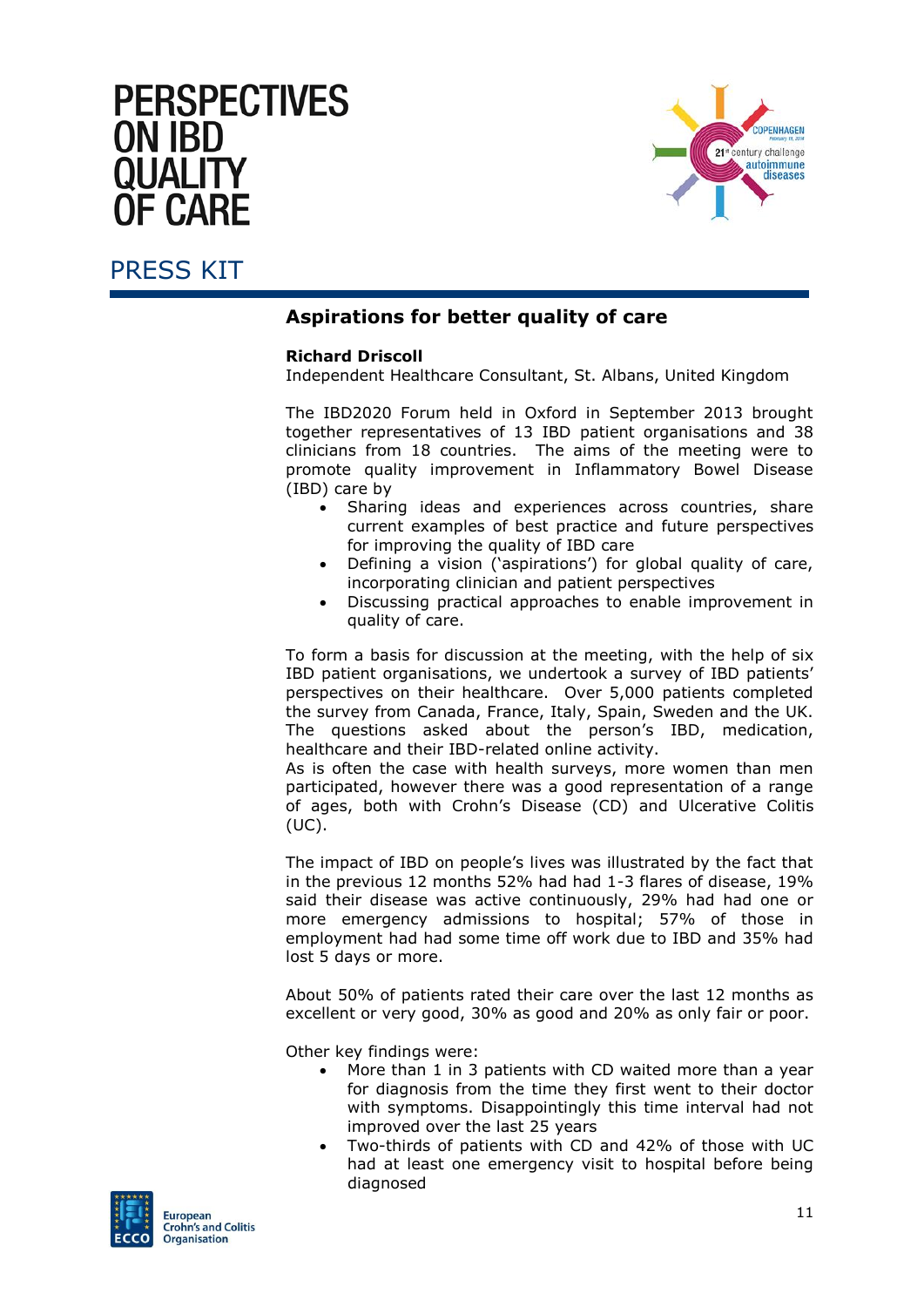## Aspirations for better quality of care

**Richard Driscoll**
Independent Healthcare Consultant, St. Albans, United Kingdom

The IBD2020 Forum held in Oxford in September 2013 brought together representatives of 13 IBD patient organisations and 38 clinicians from 18 countries. The aims of the meeting were to promote quality improvement in Inflammatory Bowel Disease (IBD) care by

- Sharing ideas and experiences across countries, share current examples of best practice and future perspectives for improving the quality of IBD care
- Defining a vision ('aspirations') for global quality of care, incorporating clinician and patient perspectives
- Discussing practical approaches to enable improvement in quality of care.

To form a basis for discussion at the meeting, with the help of six IBD patient organisations, we undertook a survey of IBD patients' perspectives on their healthcare. Over 5,000 patients completed the survey from Canada, France, Italy, Spain, Sweden and the UK. The questions asked about the person's IBD, medication, healthcare and their IBD-related online activity.
As is often the case with health surveys, more women than men participated, however there was a good representation of a range of ages, both with Crohn's Disease (CD) and Ulcerative Colitis (UC).

The impact of IBD on people's lives was illustrated by the fact that in the previous 12 months 52% had had 1-3 flares of disease, 19% said their disease was active continuously, 29% had had one or more emergency admissions to hospital; 57% of those in employment had had some time off work due to IBD and 35% had lost 5 days or more.

About 50% of patients rated their care over the last 12 months as excellent or very good, 30% as good and 20% as only fair or poor.

Other key findings were:

- More than 1 in 3 patients with CD waited more than a year for diagnosis from the time they first went to their doctor with symptoms. Disappointingly this time interval had not improved over the last 25 years
- Two-thirds of patients with CD and 42% of those with UC had at least one emergency visit to hospital before being diagnosed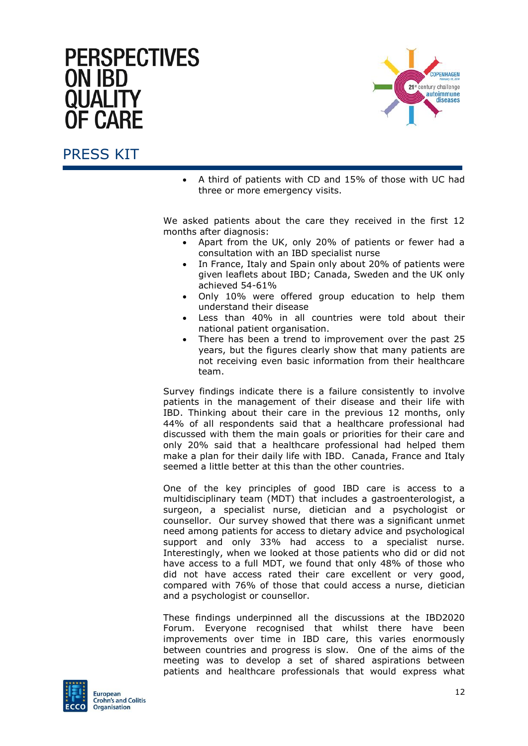- A third of patients with CD and 15% of those with UC had three or more emergency visits.

We asked patients about the care they received in the first 12 months after diagnosis:

- Apart from the UK, only 20% of patients or fewer had a consultation with an IBD specialist nurse
- In France, Italy and Spain only about 20% of patients were given leaflets about IBD; Canada, Sweden and the UK only achieved 54-61%
- Only 10% were offered group education to help them understand their disease
- Less than 40% in all countries were told about their national patient organisation.
- There has been a trend to improvement over the past 25 years, but the figures clearly show that many patients are not receiving even basic information from their healthcare team.

Survey findings indicate there is a failure consistently to involve patients in the management of their disease and their life with IBD. Thinking about their care in the previous 12 months, only 44% of all respondents said that a healthcare professional had discussed with them the main goals or priorities for their care and only 20% said that a healthcare professional had helped them make a plan for their daily life with IBD. Canada, France and Italy seemed a little better at this than the other countries.

One of the key principles of good IBD care is access to a multidisciplinary team (MDT) that includes a gastroenterologist, a surgeon, a specialist nurse, dietician and a psychologist or counsellor. Our survey showed that there was a significant unmet need among patients for access to dietary advice and psychological support and only 33% had access to a specialist nurse. Interestingly, when we looked at those patients who did or did not have access to a full MDT, we found that only 48% of those who did not have access rated their care excellent or very good, compared with 76% of those that could access a nurse, dietician and a psychologist or counsellor.

These findings underpinned all the discussions at the IBD2020 Forum. Everyone recognised that whilst there have been improvements over time in IBD care, this varies enormously between countries and progress is slow. One of the aims of the meeting was to develop a set of shared aspirations between patients and healthcare professionals that would express what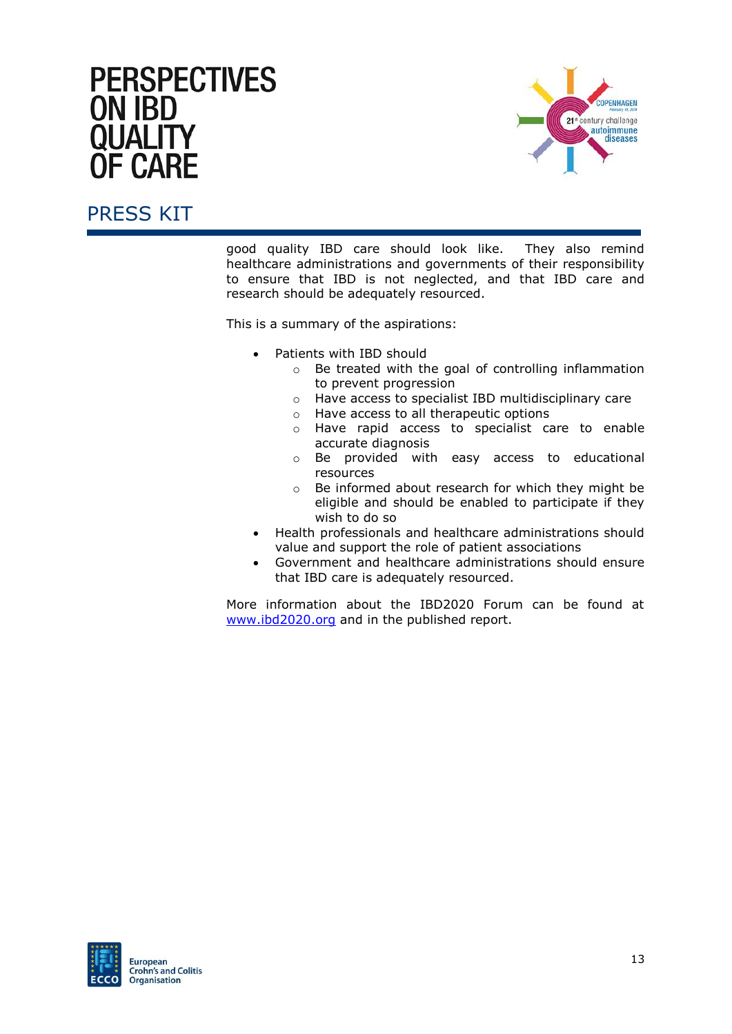good quality IBD care should look like. They also remind healthcare administrations and governments of their responsibility to ensure that IBD is not neglected, and that IBD care and research should be adequately resourced.

This is a summary of the aspirations:

- Patients with IBD should
  - Be treated with the goal of controlling inflammation to prevent progression
  - Have access to specialist IBD multidisciplinary care
  - Have access to all therapeutic options
  - Have rapid access to specialist care to enable accurate diagnosis
  - Be provided with easy access to educational resources
  - Be informed about research for which they might be eligible and should be enabled to participate if they wish to do so
- Health professionals and healthcare administrations should value and support the role of patient associations
- Government and healthcare administrations should ensure that IBD care is adequately resourced.

More information about the IBD2020 Forum can be found at [www.ibd2020.org](http://www.ibd2020.org) and in the published report.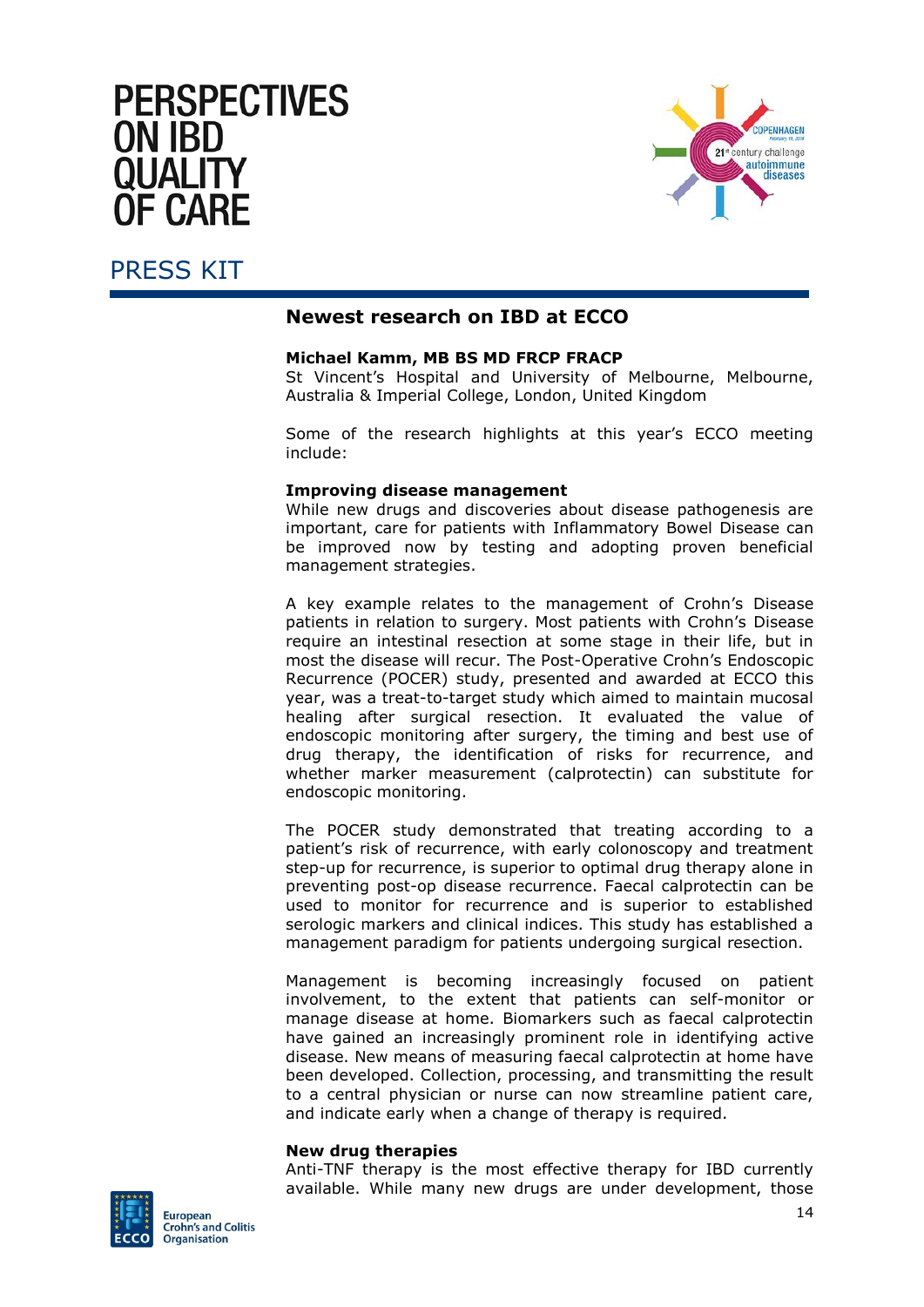## Newest research on IBD at ECCO

**Michael Kamm, MB BS MD FRCP FRACP**
St Vincent's Hospital and University of Melbourne, Melbourne, Australia & Imperial College, London, United Kingdom

Some of the research highlights at this year's ECCO meeting include:

**Improving disease management**
While new drugs and discoveries about disease pathogenesis are important, care for patients with Inflammatory Bowel Disease can be improved now by testing and adopting proven beneficial management strategies.

A key example relates to the management of Crohn's Disease patients in relation to surgery. Most patients with Crohn's Disease require an intestinal resection at some stage in their life, but in most the disease will recur. The Post-Operative Crohn's Endoscopic Recurrence (POCER) study, presented and awarded at ECCO this year, was a treat-to-target study which aimed to maintain mucosal healing after surgical resection. It evaluated the value of endoscopic monitoring after surgery, the timing and best use of drug therapy, the identification of risks for recurrence, and whether marker measurement (calprotectin) can substitute for endoscopic monitoring.

The POCER study demonstrated that treating according to a patient's risk of recurrence, with early colonoscopy and treatment step-up for recurrence, is superior to optimal drug therapy alone in preventing post-op disease recurrence. Faecal calprotectin can be used to monitor for recurrence and is superior to established serologic markers and clinical indices. This study has established a management paradigm for patients undergoing surgical resection.

Management is becoming increasingly focused on patient involvement, to the extent that patients can self-monitor or manage disease at home. Biomarkers such as faecal calprotectin have gained an increasingly prominent role in identifying active disease. New means of measuring faecal calprotectin at home have been developed. Collection, processing, and transmitting the result to a central physician or nurse can now streamline patient care, and indicate early when a change of therapy is required.

**New drug therapies**
Anti-TNF therapy is the most effective therapy for IBD currently available. While many new drugs are under development, those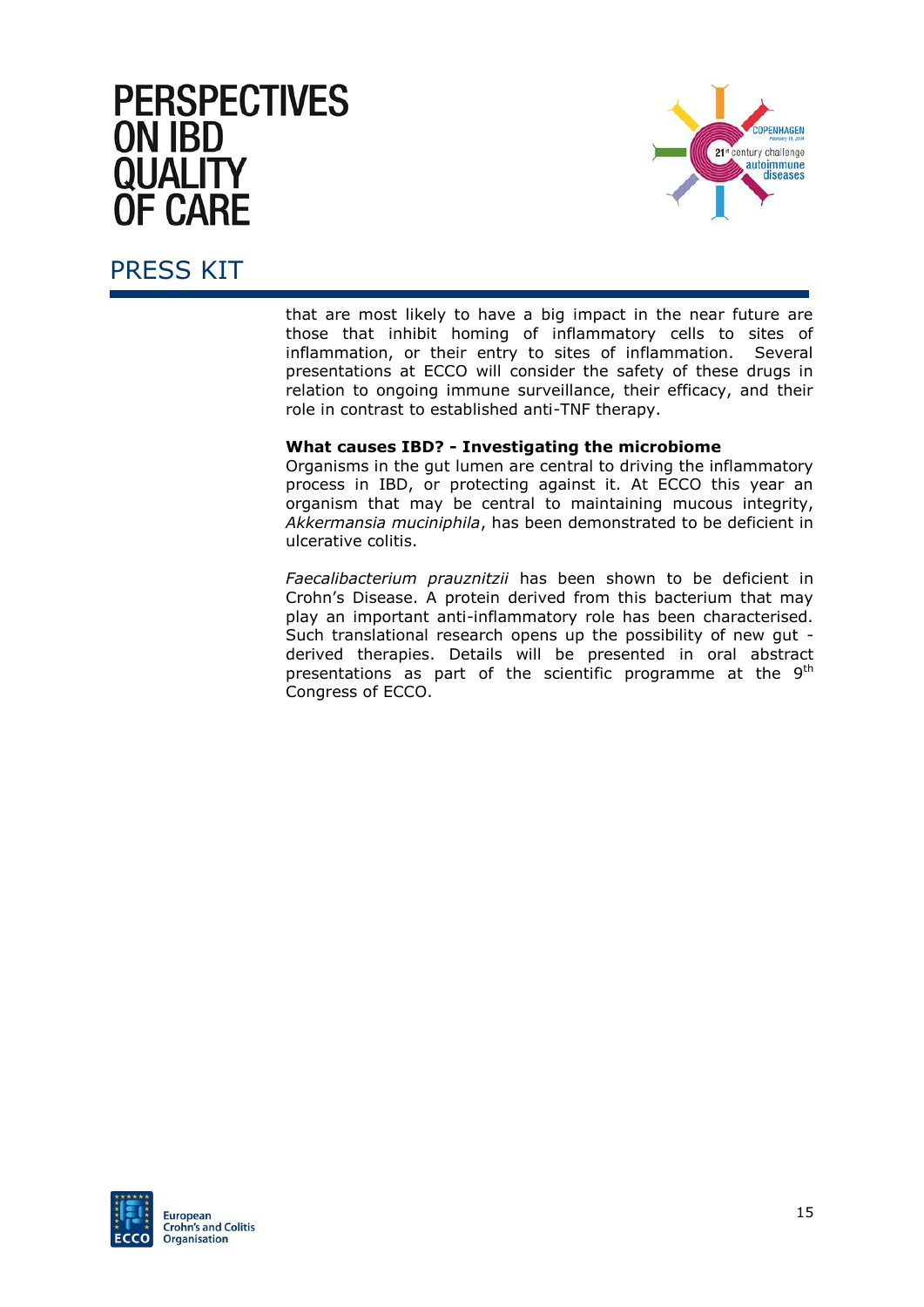that are most likely to have a big impact in the near future are those that inhibit homing of inflammatory cells to sites of inflammation, or their entry to sites of inflammation. Several presentations at ECCO will consider the safety of these drugs in relation to ongoing immune surveillance, their efficacy, and their role in contrast to established anti-TNF therapy.

**What causes IBD? - Investigating the microbiome**

Organisms in the gut lumen are central to driving the inflammatory process in IBD, or protecting against it. At ECCO this year an organism that may be central to maintaining mucous integrity, *Akkermansia muciniphila*, has been demonstrated to be deficient in ulcerative colitis.

*Faecalibacterium prauznitzii* has been shown to be deficient in Crohn's Disease. A protein derived from this bacterium that may play an important anti-inflammatory role has been characterised. Such translational research opens up the possibility of new gut - derived therapies. Details will be presented in oral abstract presentations as part of the scientific programme at the 9th Congress of ECCO.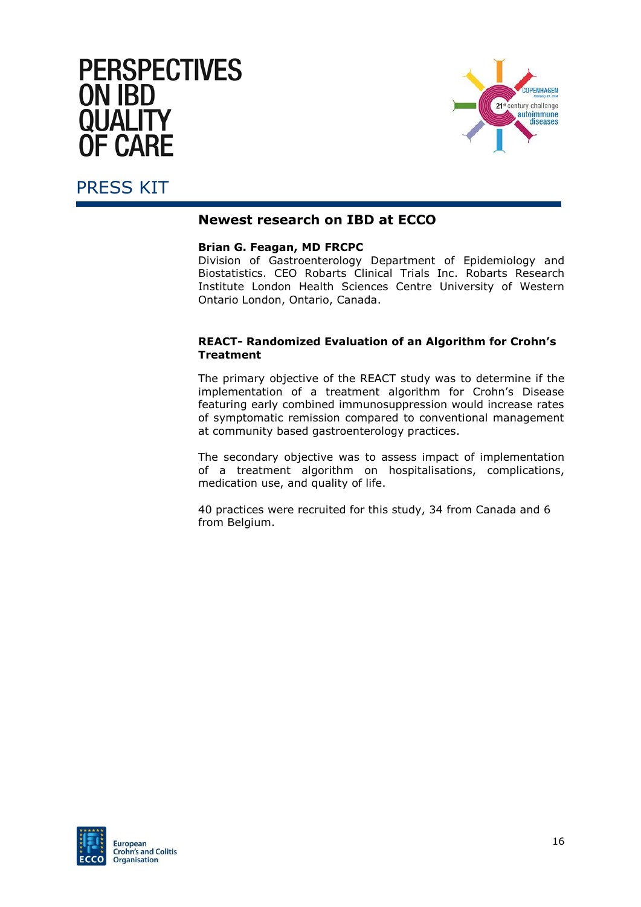# PERSPECTIVES ON IBD QUALITY OF CARE

## PRESS KIT

### Newest research on IBD at ECCO

**Brian G. Feagan, MD FRCPC**
Division of Gastroenterology Department of Epidemiology and Biostatistics. CEO Robarts Clinical Trials Inc. Robarts Research Institute London Health Sciences Centre University of Western Ontario London, Ontario, Canada.

**REACT- Randomized Evaluation of an Algorithm for Crohn's Treatment**

The primary objective of the REACT study was to determine if the implementation of a treatment algorithm for Crohn's Disease featuring early combined immunosuppression would increase rates of symptomatic remission compared to conventional management at community based gastroenterology practices.

The secondary objective was to assess impact of implementation of a treatment algorithm on hospitalisations, complications, medication use, and quality of life.

40 practices were recruited for this study, 34 from Canada and 6 from Belgium.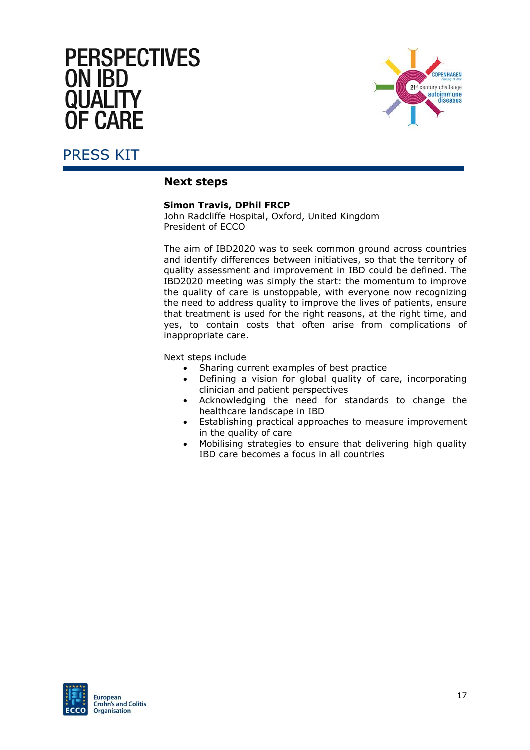## Next steps

**Simon Travis, DPhil FRCP**
John Radcliffe Hospital, Oxford, United Kingdom
President of ECCO

The aim of IBD2020 was to seek common ground across countries and identify differences between initiatives, so that the territory of quality assessment and improvement in IBD could be defined. The IBD2020 meeting was simply the start: the momentum to improve the quality of care is unstoppable, with everyone now recognizing the need to address quality to improve the lives of patients, ensure that treatment is used for the right reasons, at the right time, and yes, to contain costs that often arise from complications of inappropriate care.

Next steps include

- Sharing current examples of best practice
- Defining a vision for global quality of care, incorporating clinician and patient perspectives
- Acknowledging the need for standards to change the healthcare landscape in IBD
- Establishing practical approaches to measure improvement in the quality of care
- Mobilising strategies to ensure that delivering high quality IBD care becomes a focus in all countries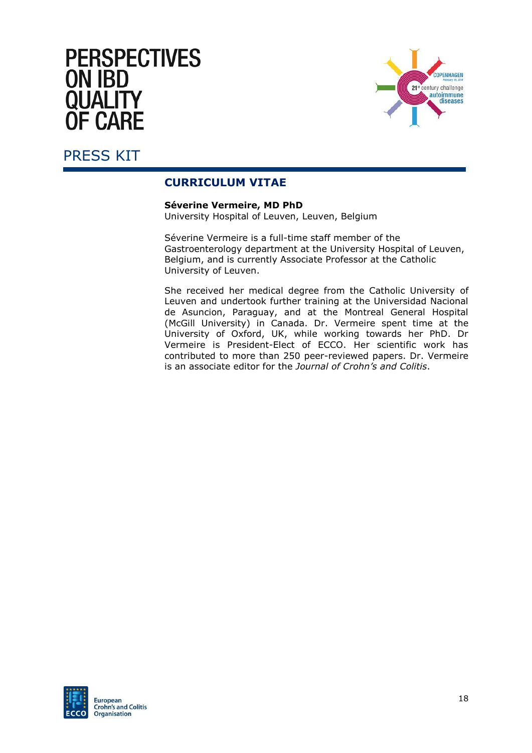# PERSPECTIVES ON IBD QUALITY OF CARE

## PRESS KIT

### CURRICULUM VITAE

**Séverine Vermeire, MD PhD**
University Hospital of Leuven, Leuven, Belgium

Séverine Vermeire is a full-time staff member of the Gastroenterology department at the University Hospital of Leuven, Belgium, and is currently Associate Professor at the Catholic University of Leuven.

She received her medical degree from the Catholic University of Leuven and undertook further training at the Universidad Nacional de Asuncion, Paraguay, and at the Montreal General Hospital (McGill University) in Canada. Dr. Vermeire spent time at the University of Oxford, UK, while working towards her PhD. Dr Vermeire is President-Elect of ECCO. Her scientific work has contributed to more than 250 peer-reviewed papers. Dr. Vermeire is an associate editor for the *Journal of Crohn's and Colitis*.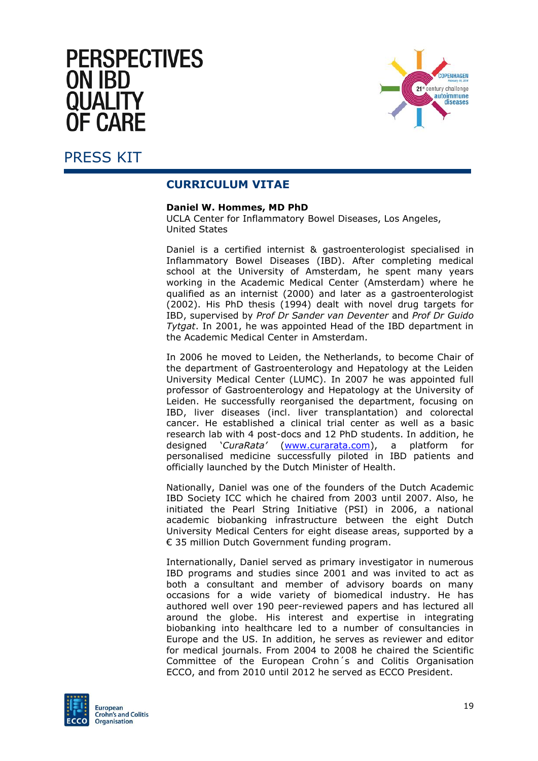# PERSPECTIVES ON IBD QUALITY OF CARE

PRESS KIT

## CURRICULUM VITAE

**Daniel W. Hommes, MD PhD**
UCLA Center for Inflammatory Bowel Diseases, Los Angeles, United States

Daniel is a certified internist & gastroenterologist specialised in Inflammatory Bowel Diseases (IBD). After completing medical school at the University of Amsterdam, he spent many years working in the Academic Medical Center (Amsterdam) where he qualified as an internist (2000) and later as a gastroenterologist (2002). His PhD thesis (1994) dealt with novel drug targets for IBD, supervised by *Prof Dr Sander van Deventer* and *Prof Dr Guido Tytgat*. In 2001, he was appointed Head of the IBD department in the Academic Medical Center in Amsterdam.

In 2006 he moved to Leiden, the Netherlands, to become Chair of the department of Gastroenterology and Hepatology at the Leiden University Medical Center (LUMC). In 2007 he was appointed full professor of Gastroenterology and Hepatology at the University of Leiden. He successfully reorganised the department, focusing on IBD, liver diseases (incl. liver transplantation) and colorectal cancer. He established a clinical trial center as well as a basic research lab with 4 post-docs and 12 PhD students. In addition, he designed *'CuraRata'* (www.curarata.com), a platform for personalised medicine successfully piloted in IBD patients and officially launched by the Dutch Minister of Health.

Nationally, Daniel was one of the founders of the Dutch Academic IBD Society ICC which he chaired from 2003 until 2007. Also, he initiated the Pearl String Initiative (PSI) in 2006, a national academic biobanking infrastructure between the eight Dutch University Medical Centers for eight disease areas, supported by a € 35 million Dutch Government funding program.

Internationally, Daniel served as primary investigator in numerous IBD programs and studies since 2001 and was invited to act as both a consultant and member of advisory boards on many occasions for a wide variety of biomedical industry. He has authored well over 190 peer-reviewed papers and has lectured all around the globe. His interest and expertise in integrating biobanking into healthcare led to a number of consultancies in Europe and the US. In addition, he serves as reviewer and editor for medical journals. From 2004 to 2008 he chaired the Scientific Committee of the European Crohn´s and Colitis Organisation ECCO, and from 2010 until 2012 he served as ECCO President.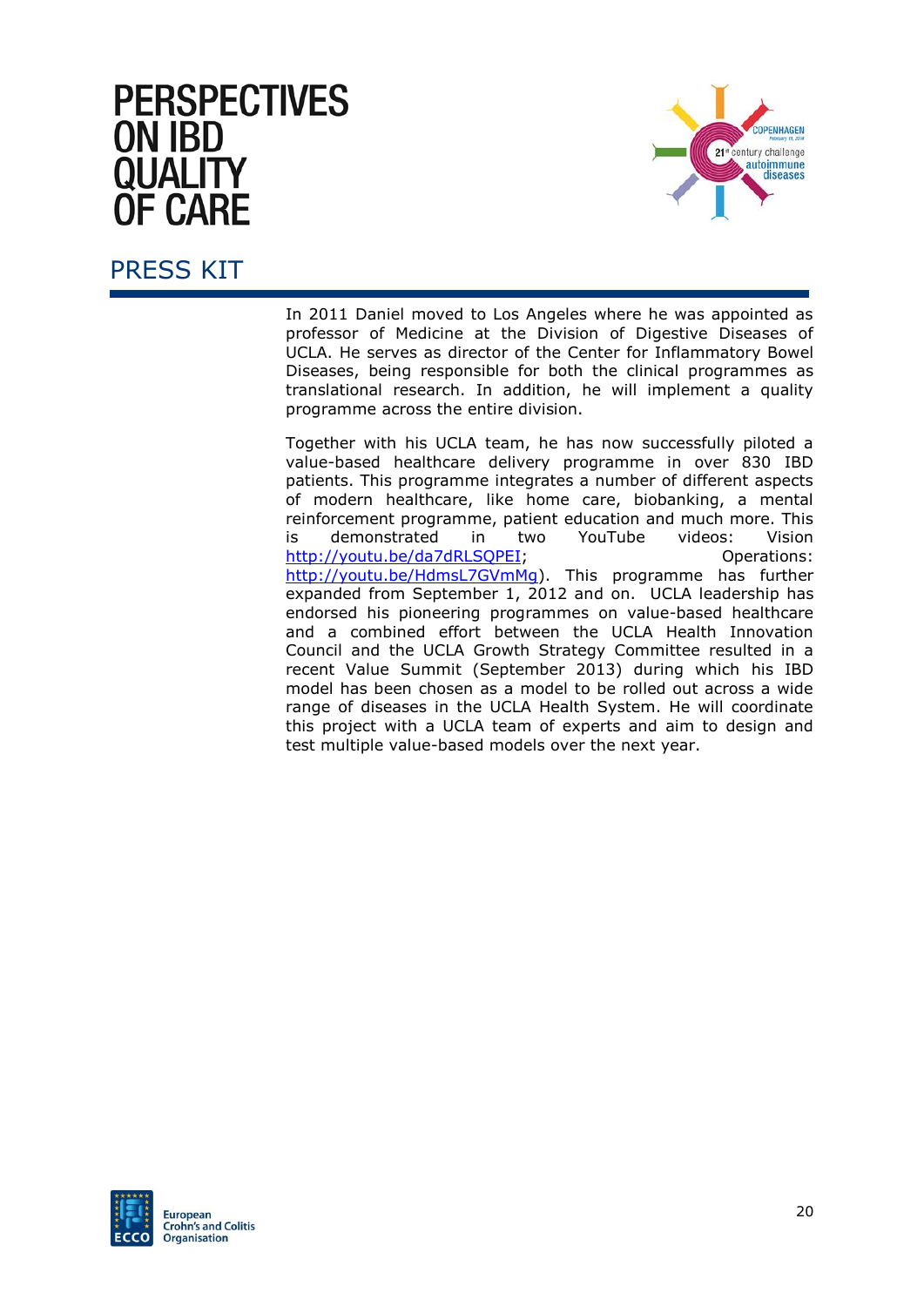In 2011 Daniel moved to Los Angeles where he was appointed as professor of Medicine at the Division of Digestive Diseases of UCLA. He serves as director of the Center for Inflammatory Bowel Diseases, being responsible for both the clinical programmes as translational research. In addition, he will implement a quality programme across the entire division.

Together with his UCLA team, he has now successfully piloted a value-based healthcare delivery programme in over 830 IBD patients. This programme integrates a number of different aspects of modern healthcare, like home care, biobanking, a mental reinforcement programme, patient education and much more. This is demonstrated in two YouTube videos: Vision http://youtu.be/da7dRLSQPEI; Operations: http://youtu.be/HdmsL7GVmMg). This programme has further expanded from September 1, 2012 and on. UCLA leadership has endorsed his pioneering programmes on value-based healthcare and a combined effort between the UCLA Health Innovation Council and the UCLA Growth Strategy Committee resulted in a recent Value Summit (September 2013) during which his IBD model has been chosen as a model to be rolled out across a wide range of diseases in the UCLA Health System. He will coordinate this project with a UCLA team of experts and aim to design and test multiple value-based models over the next year.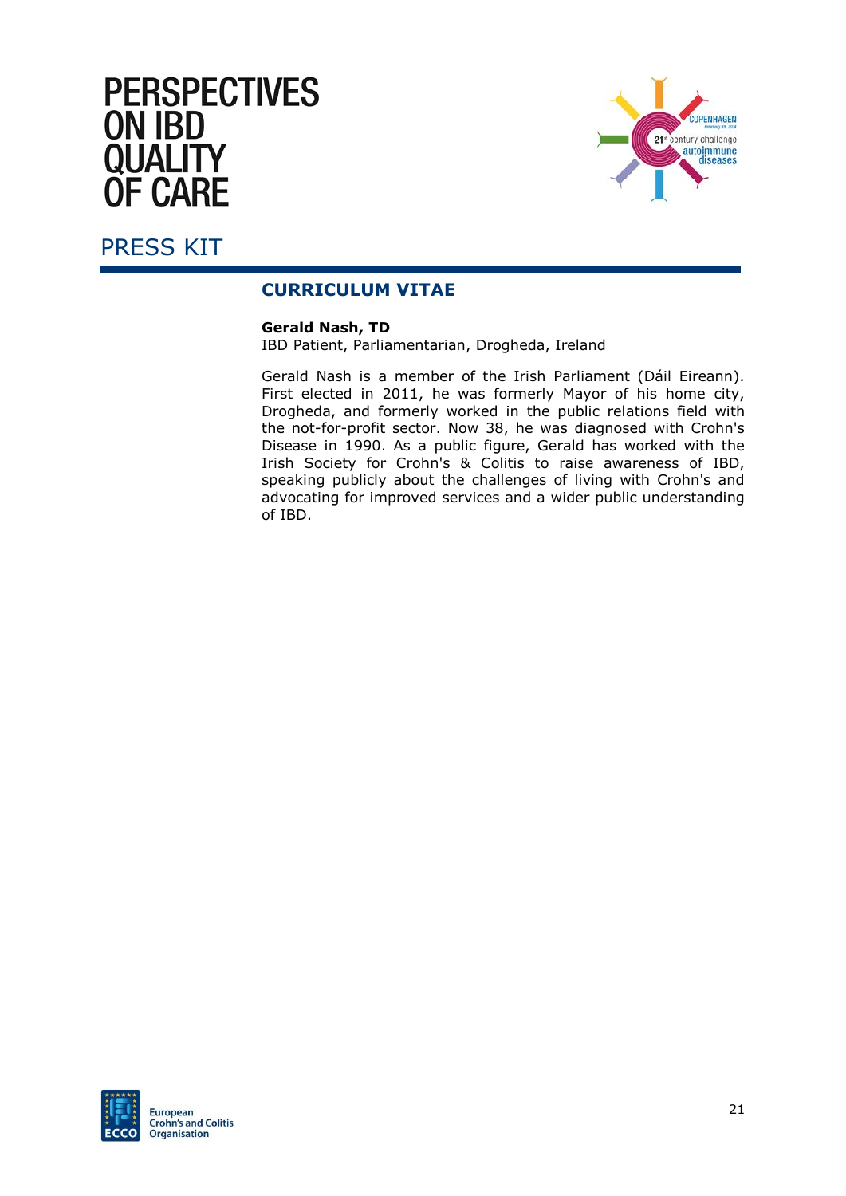# PERSPECTIVES ON IBD QUALITY OF CARE

PRESS KIT

## CURRICULUM VITAE

**Gerald Nash, TD**
IBD Patient, Parliamentarian, Drogheda, Ireland

Gerald Nash is a member of the Irish Parliament (Dáil Eireann). First elected in 2011, he was formerly Mayor of his home city, Drogheda, and formerly worked in the public relations field with the not-for-profit sector. Now 38, he was diagnosed with Crohn's Disease in 1990. As a public figure, Gerald has worked with the Irish Society for Crohn's & Colitis to raise awareness of IBD, speaking publicly about the challenges of living with Crohn's and advocating for improved services and a wider public understanding of IBD.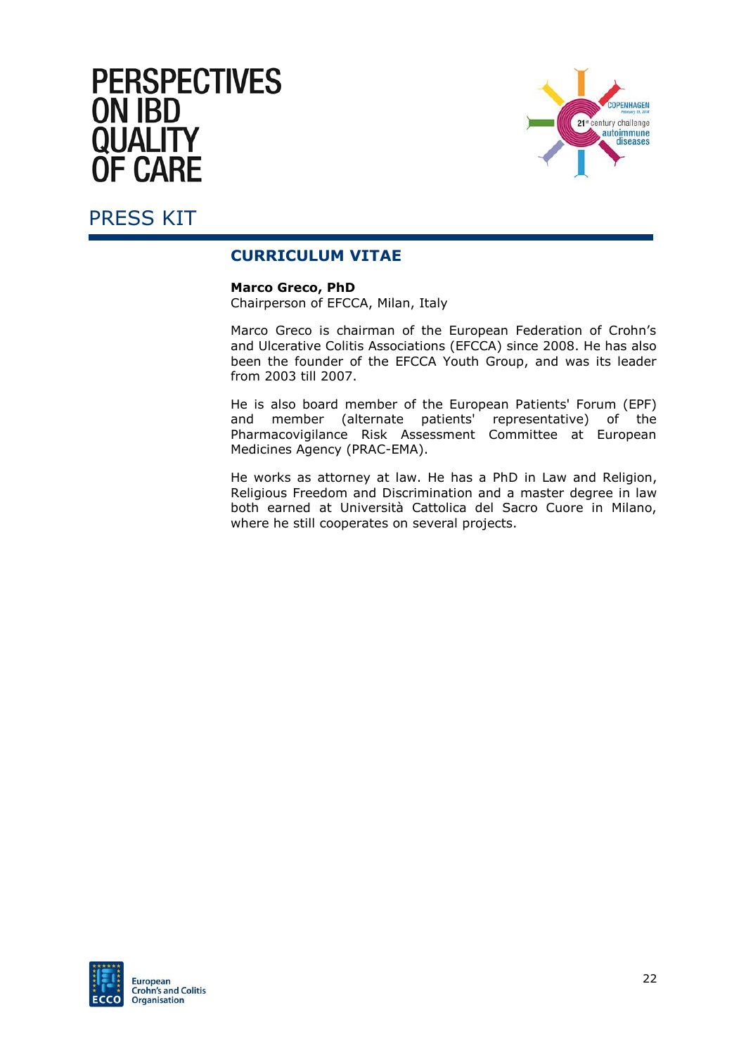# PERSPECTIVES ON IBD QUALITY OF CARE

PRESS KIT

## CURRICULUM VITAE

**Marco Greco, PhD**
Chairperson of EFCCA, Milan, Italy

Marco Greco is chairman of the European Federation of Crohn's and Ulcerative Colitis Associations (EFCCA) since 2008. He has also been the founder of the EFCCA Youth Group, and was its leader from 2003 till 2007.

He is also board member of the European Patients' Forum (EPF) and member (alternate patients' representative) of the Pharmacovigilance Risk Assessment Committee at European Medicines Agency (PRAC-EMA).

He works as attorney at law. He has a PhD in Law and Religion, Religious Freedom and Discrimination and a master degree in law both earned at Università Cattolica del Sacro Cuore in Milano, where he still cooperates on several projects.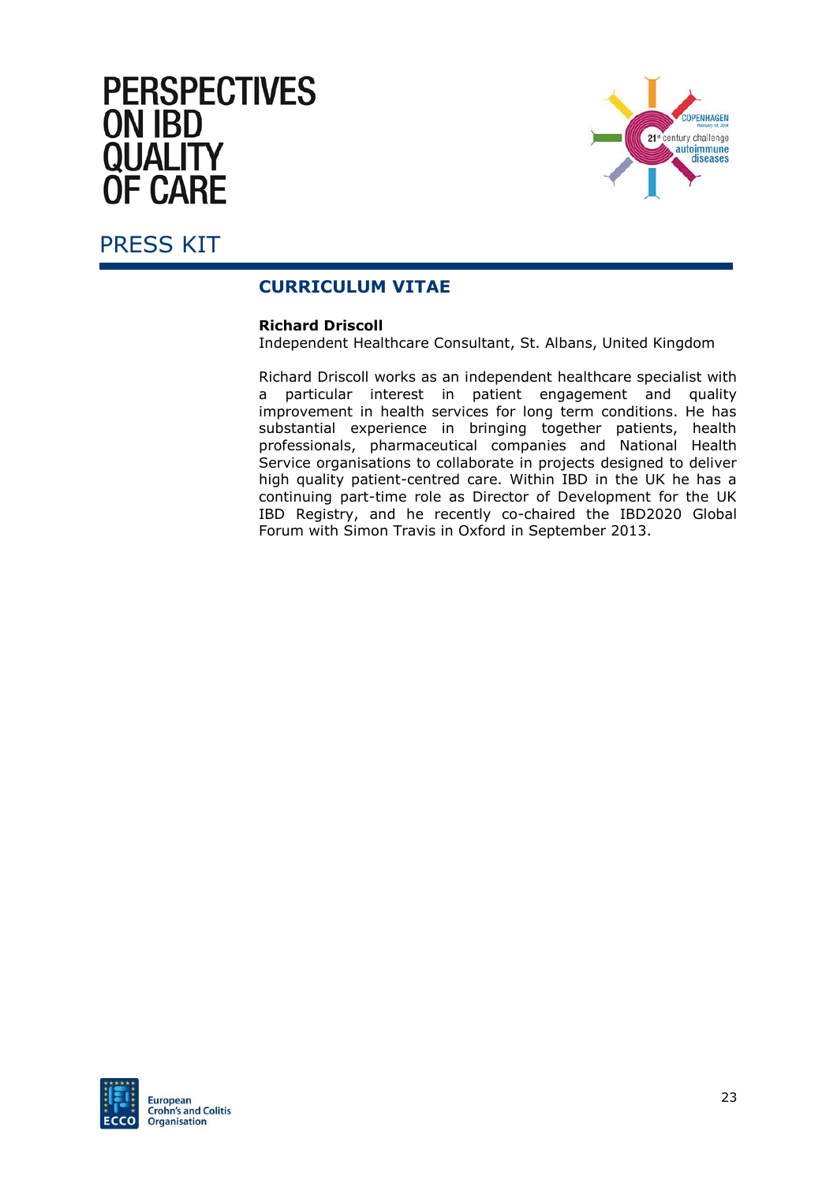# PERSPECTIVES ON IBD QUALITY OF CARE

PRESS KIT

## CURRICULUM VITAE

**Richard Driscoll**
Independent Healthcare Consultant, St. Albans, United Kingdom

Richard Driscoll works as an independent healthcare specialist with a particular interest in patient engagement and quality improvement in health services for long term conditions. He has substantial experience in bringing together patients, health professionals, pharmaceutical companies and National Health Service organisations to collaborate in projects designed to deliver high quality patient-centred care. Within IBD in the UK he has a continuing part-time role as Director of Development for the UK IBD Registry, and he recently co-chaired the IBD2020 Global Forum with Simon Travis in Oxford in September 2013.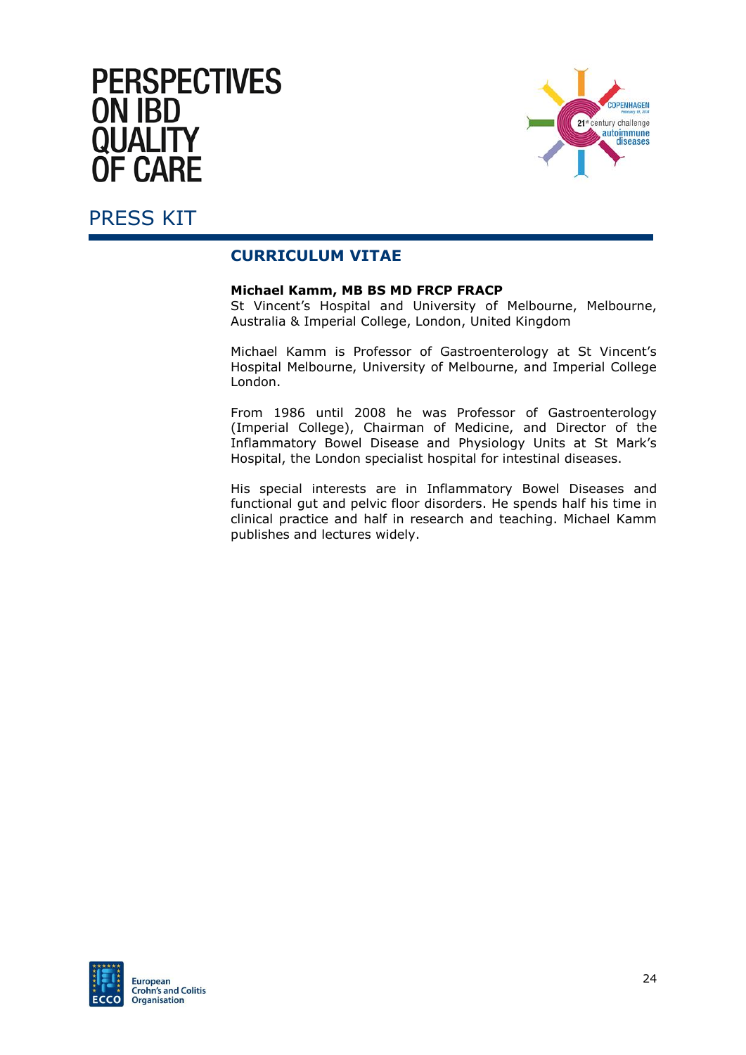# PERSPECTIVES ON IBD QUALITY OF CARE

PRESS KIT

## CURRICULUM VITAE

**Michael Kamm, MB BS MD FRCP FRACP**
St Vincent's Hospital and University of Melbourne, Melbourne, Australia & Imperial College, London, United Kingdom

Michael Kamm is Professor of Gastroenterology at St Vincent's Hospital Melbourne, University of Melbourne, and Imperial College London.

From 1986 until 2008 he was Professor of Gastroenterology (Imperial College), Chairman of Medicine, and Director of the Inflammatory Bowel Disease and Physiology Units at St Mark's Hospital, the London specialist hospital for intestinal diseases.

His special interests are in Inflammatory Bowel Diseases and functional gut and pelvic floor disorders. He spends half his time in clinical practice and half in research and teaching. Michael Kamm publishes and lectures widely.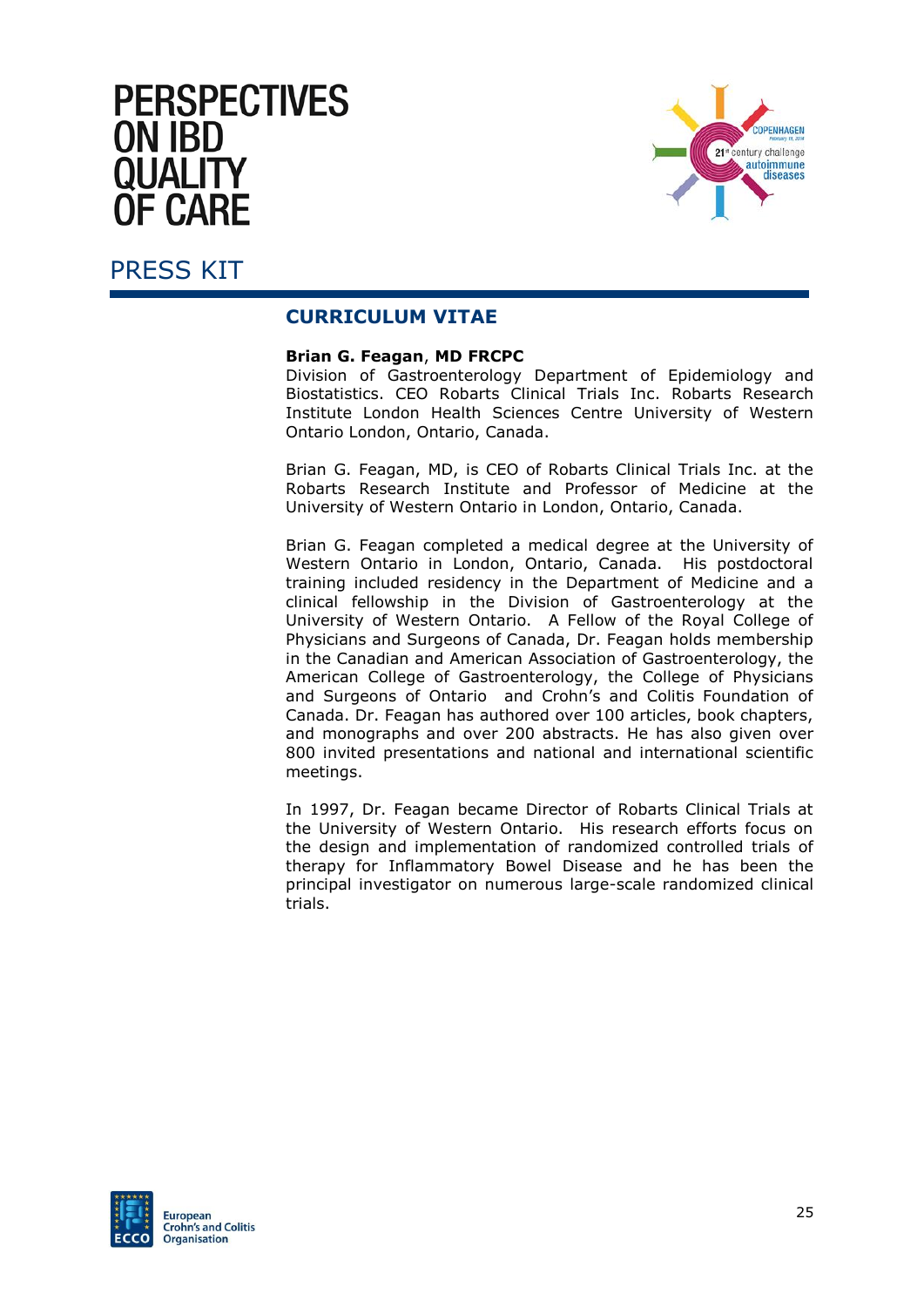# PERSPECTIVES ON IBD QUALITY OF CARE

## PRESS KIT

### CURRICULUM VITAE

**Brian G. Feagan**, **MD FRCPC**
Division of Gastroenterology Department of Epidemiology and Biostatistics. CEO Robarts Clinical Trials Inc. Robarts Research Institute London Health Sciences Centre University of Western Ontario London, Ontario, Canada.

Brian G. Feagan, MD, is CEO of Robarts Clinical Trials Inc. at the Robarts Research Institute and Professor of Medicine at the University of Western Ontario in London, Ontario, Canada.

Brian G. Feagan completed a medical degree at the University of Western Ontario in London, Ontario, Canada. His postdoctoral training included residency in the Department of Medicine and a clinical fellowship in the Division of Gastroenterology at the University of Western Ontario. A Fellow of the Royal College of Physicians and Surgeons of Canada, Dr. Feagan holds membership in the Canadian and American Association of Gastroenterology, the American College of Gastroenterology, the College of Physicians and Surgeons of Ontario and Crohn's and Colitis Foundation of Canada. Dr. Feagan has authored over 100 articles, book chapters, and monographs and over 200 abstracts. He has also given over 800 invited presentations and national and international scientific meetings.

In 1997, Dr. Feagan became Director of Robarts Clinical Trials at the University of Western Ontario. His research efforts focus on the design and implementation of randomized controlled trials of therapy for Inflammatory Bowel Disease and he has been the principal investigator on numerous large-scale randomized clinical trials.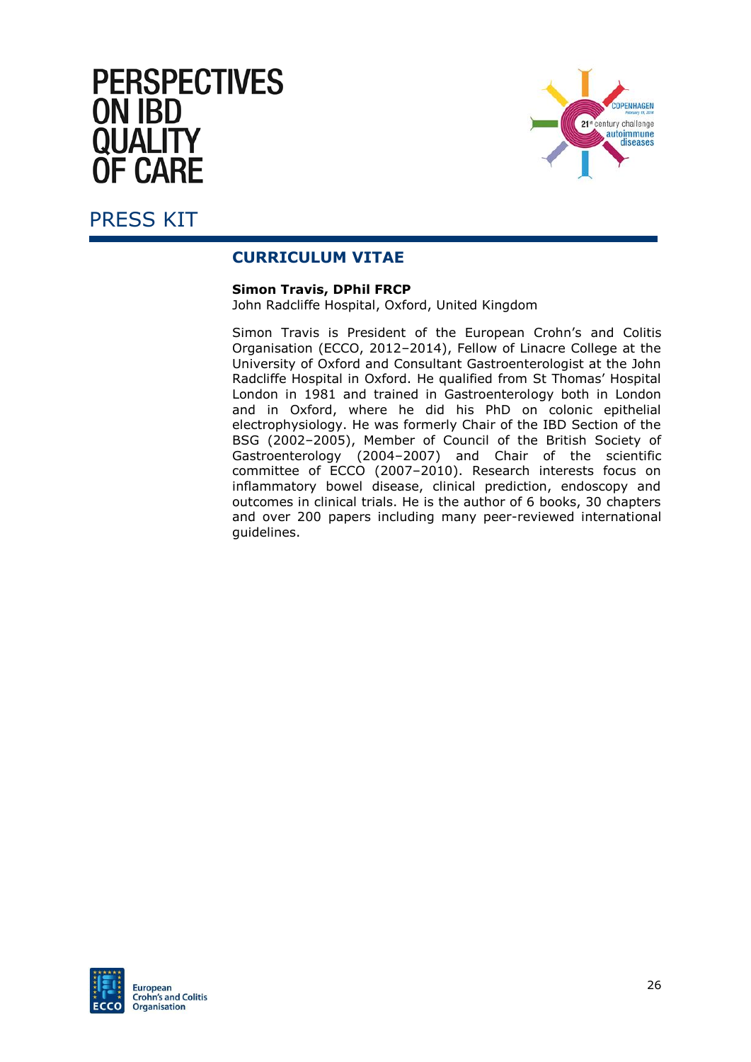# PERSPECTIVES ON IBD QUALITY OF CARE

PRESS KIT

## CURRICULUM VITAE

**Simon Travis, DPhil FRCP**
John Radcliffe Hospital, Oxford, United Kingdom

Simon Travis is President of the European Crohn's and Colitis Organisation (ECCO, 2012–2014), Fellow of Linacre College at the University of Oxford and Consultant Gastroenterologist at the John Radcliffe Hospital in Oxford. He qualified from St Thomas' Hospital London in 1981 and trained in Gastroenterology both in London and in Oxford, where he did his PhD on colonic epithelial electrophysiology. He was formerly Chair of the IBD Section of the BSG (2002–2005), Member of Council of the British Society of Gastroenterology (2004–2007) and Chair of the scientific committee of ECCO (2007–2010). Research interests focus on inflammatory bowel disease, clinical prediction, endoscopy and outcomes in clinical trials. He is the author of 6 books, 30 chapters and over 200 papers including many peer-reviewed international guidelines.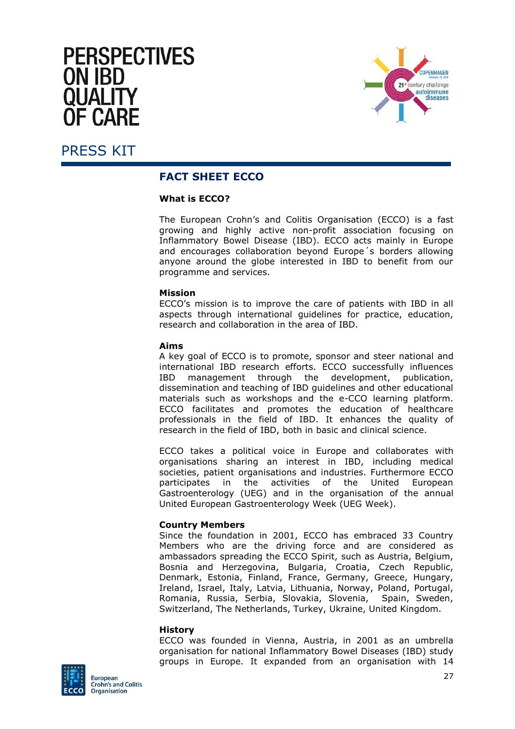# PERSPECTIVES ON IBD QUALITY OF CARE

## PRESS KIT

### FACT SHEET ECCO

**What is ECCO?**

The European Crohn's and Colitis Organisation (ECCO) is a fast growing and highly active non-profit association focusing on Inflammatory Bowel Disease (IBD). ECCO acts mainly in Europe and encourages collaboration beyond Europe´s borders allowing anyone around the globe interested in IBD to benefit from our programme and services.

**Mission**

ECCO's mission is to improve the care of patients with IBD in all aspects through international guidelines for practice, education, research and collaboration in the area of IBD.

**Aims**

A key goal of ECCO is to promote, sponsor and steer national and international IBD research efforts. ECCO successfully influences IBD management through the development, publication, dissemination and teaching of IBD guidelines and other educational materials such as workshops and the e-CCO learning platform. ECCO facilitates and promotes the education of healthcare professionals in the field of IBD. It enhances the quality of research in the field of IBD, both in basic and clinical science.

ECCO takes a political voice in Europe and collaborates with organisations sharing an interest in IBD, including medical societies, patient organisations and industries. Furthermore ECCO participates in the activities of the United European Gastroenterology (UEG) and in the organisation of the annual United European Gastroenterology Week (UEG Week).

**Country Members**

Since the foundation in 2001, ECCO has embraced 33 Country Members who are the driving force and are considered as ambassadors spreading the ECCO Spirit, such as Austria, Belgium, Bosnia and Herzegovina, Bulgaria, Croatia, Czech Republic, Denmark, Estonia, Finland, France, Germany, Greece, Hungary, Ireland, Israel, Italy, Latvia, Lithuania, Norway, Poland, Portugal, Romania, Russia, Serbia, Slovakia, Slovenia, Spain, Sweden, Switzerland, The Netherlands, Turkey, Ukraine, United Kingdom.

**History**

ECCO was founded in Vienna, Austria, in 2001 as an umbrella organisation for national Inflammatory Bowel Diseases (IBD) study groups in Europe. It expanded from an organisation with 14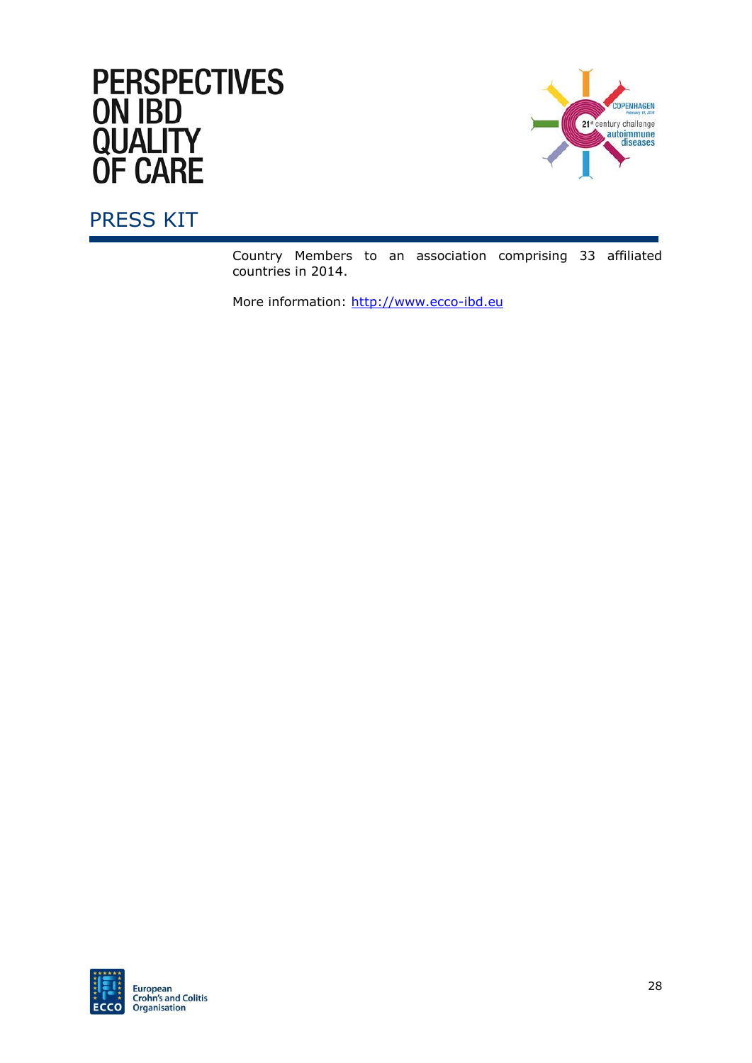Country Members to an association comprising 33 affiliated countries in 2014.

More information: http://www.ecco-ibd.eu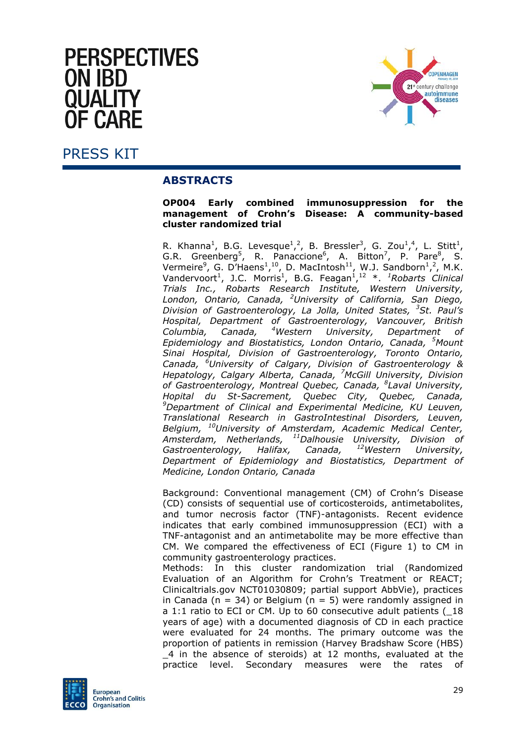# PERSPECTIVES ON IBD QUALITY OF CARE

## PRESS KIT

### ABSTRACTS

**OP004 Early combined immunosuppression for the management of Crohn's Disease: A community-based cluster randomized trial**

R. Khanna[1], B.G. Levesque[1,2], B. Bressler[3], G. Zou[1,4], L. Stitt[1], G.R. Greenberg[5], R. Panaccione[6], A. Bitton[7], P. Pare[8], S. Vermeire[9], G. D'Haens[1,10], D. MacIntosh[11], W.J. Sandborn[1,2], M.K. Vandervoort[1], J.C. Morris[1], B.G. Feagan[1,12] *. *[1]Robarts Clinical Trials Inc., Robarts Research Institute, Western University, London, Ontario, Canada, [2]University of California, San Diego, Division of Gastroenterology, La Jolla, United States, [3]St. Paul's Hospital, Department of Gastroenterology, Vancouver, British Columbia, Canada, [4]Western University, Department of Epidemiology and Biostatistics, London Ontario, Canada, [5]Mount Sinai Hospital, Division of Gastroenterology, Toronto Ontario, Canada, [6]University of Calgary, Division of Gastroenterology & Hepatology, Calgary Alberta, Canada, [7]McGill University, Division of Gastroenterology, Montreal Quebec, Canada, [8]Laval University, Hopital du St-Sacrement, Quebec City, Quebec, Canada, [9]Department of Clinical and Experimental Medicine, KU Leuven, Translational Research in GastroIntestinal Disorders, Leuven, Belgium, [10]University of Amsterdam, Academic Medical Center, Amsterdam, Netherlands, [11]Dalhousie University, Division of Gastroenterology, Halifax, Canada, [12]Western University, Department of Epidemiology and Biostatistics, Department of Medicine, London Ontario, Canada*

Background: Conventional management (CM) of Crohn's Disease (CD) consists of sequential use of corticosteroids, antimetabolites, and tumor necrosis factor (TNF)-antagonists. Recent evidence indicates that early combined immunosuppression (ECI) with a TNF-antagonist and an antimetabolite may be more effective than CM. We compared the effectiveness of ECI (Figure 1) to CM in community gastroenterology practices.
Methods: In this cluster randomization trial (Randomized Evaluation of an Algorithm for Crohn's Treatment or REACT; Clinicaltrials.gov NCT01030809; partial support AbbVie), practices in Canada (n = 34) or Belgium (n = 5) were randomly assigned in a 1:1 ratio to ECI or CM. Up to 60 consecutive adult patients (_18 years of age) with a documented diagnosis of CD in each practice were evaluated for 24 months. The primary outcome was the proportion of patients in remission (Harvey Bradshaw Score (HBS) _4 in the absence of steroids) at 12 months, evaluated at the practice level. Secondary measures were the rates of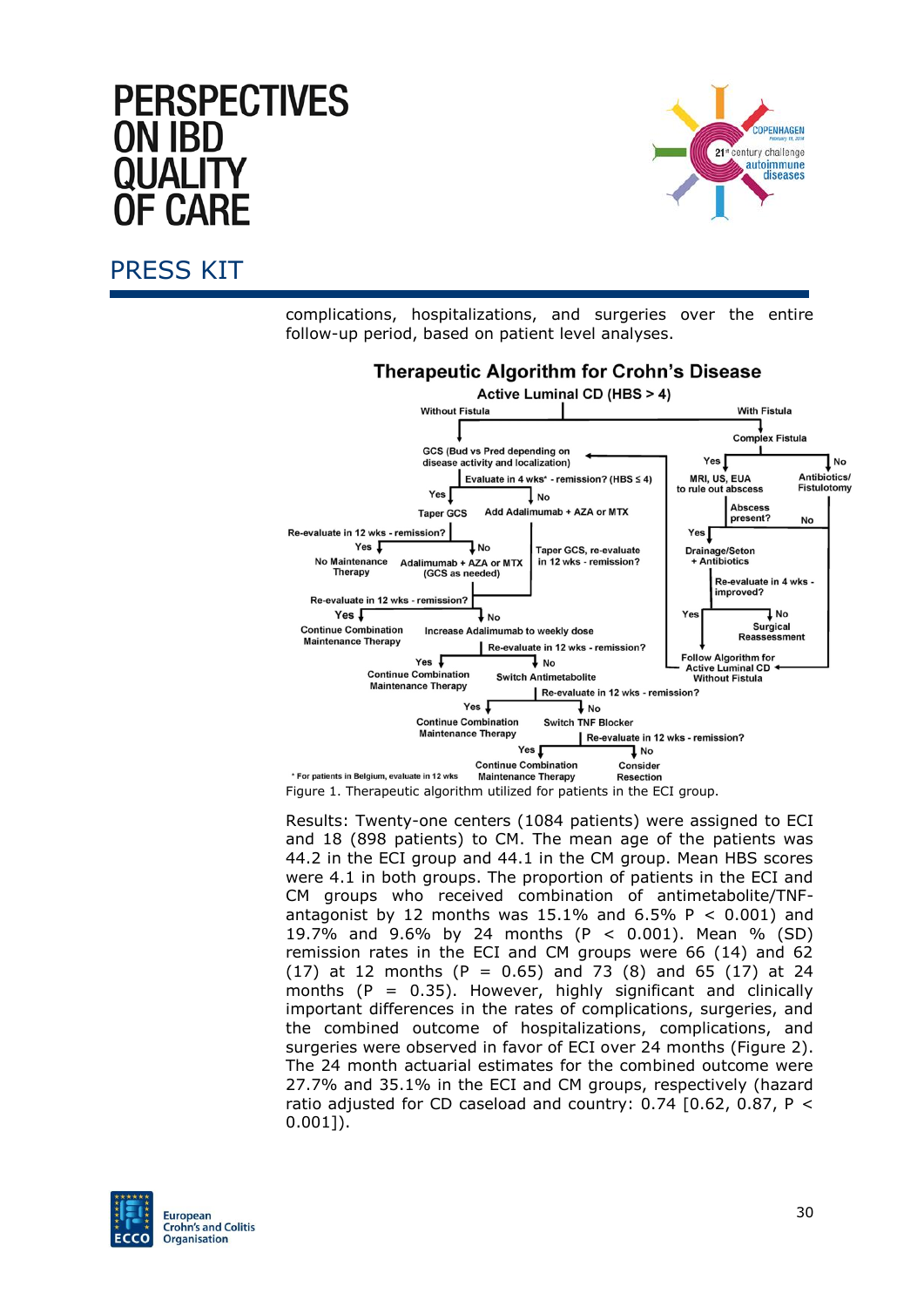complications, hospitalizations, and surgeries over the entire follow-up period, based on patient level analyses.

**Therapeutic Algorithm for Crohn's Disease**

**Active Luminal CD (HBS > 4)**

Without Fistula

- GCS (Bud vs Pred depending on disease activity and localization)
  - Evaluate in 4 wks* - remission? (HBS ≤ 4)
    - Yes: Taper GCS
      - Re-evaluate in 12 wks - remission?
        - Yes: No Maintenance Therapy
        - No: Adalimumab + AZA or MTX (GCS as needed)
    - No: Add Adalimumab + AZA or MTX
      - Taper GCS, re-evaluate in 12 wks - remission?
        - Re-evaluate in 12 wks - remission?
          - Yes: Continue Combination Maintenance Therapy
          - No: Increase Adalimumab to weekly dose
            - Re-evaluate in 12 wks - remission?
              - Yes: Continue Combination Maintenance Therapy
              - No: Switch Antimetabolite
                - Re-evaluate in 12 wks - remission?
                  - Yes: Continue Combination Maintenance Therapy
                  - No: Switch TNF Blocker
                    - Re-evaluate in 12 wks - remission?
                      - Yes: Continue Combination Maintenance Therapy
                      - No: Consider Resection

With Fistula

- Complex Fistula
  - Yes: MRI, US, EUA to rule out abscess
    - Abscess present?
      - Yes: Drainage/Seton + Antibiotics
        - Re-evaluate in 4 wks - improved?
          - Yes: Follow Algorithm for Active Luminal CD Without Fistula
          - No: Surgical Reassessment
      - No: Follow Algorithm for Active Luminal CD Without Fistula
  - No: Antibiotics/ Fistulotomy

\* For patients in Belgium, evaluate in 12 wks

Figure 1. Therapeutic algorithm utilized for patients in the ECI group.

Results: Twenty-one centers (1084 patients) were assigned to ECI and 18 (898 patients) to CM. The mean age of the patients was 44.2 in the ECI group and 44.1 in the CM group. Mean HBS scores were 4.1 in both groups. The proportion of patients in the ECI and CM groups who received combination of antimetabolite/TNF-antagonist by 12 months was 15.1% and 6.5% $P < 0.001$) and 19.7% and 9.6% by 24 months ($P < 0.001$). Mean % (SD) remission rates in the ECI and CM groups were 66 (14) and 62 (17) at 12 months ($P = 0.65$) and 73 (8) and 65 (17) at 24 months ($P = 0.35$). However, highly significant and clinically important differences in the rates of complications, surgeries, and the combined outcome of hospitalizations, complications, and surgeries were observed in favor of ECI over 24 months (Figure 2). The 24 month actuarial estimates for the combined outcome were 27.7% and 35.1% in the ECI and CM groups, respectively (hazard ratio adjusted for CD caseload and country: 0.74 [0.62, 0.87, $P < 0.001$]).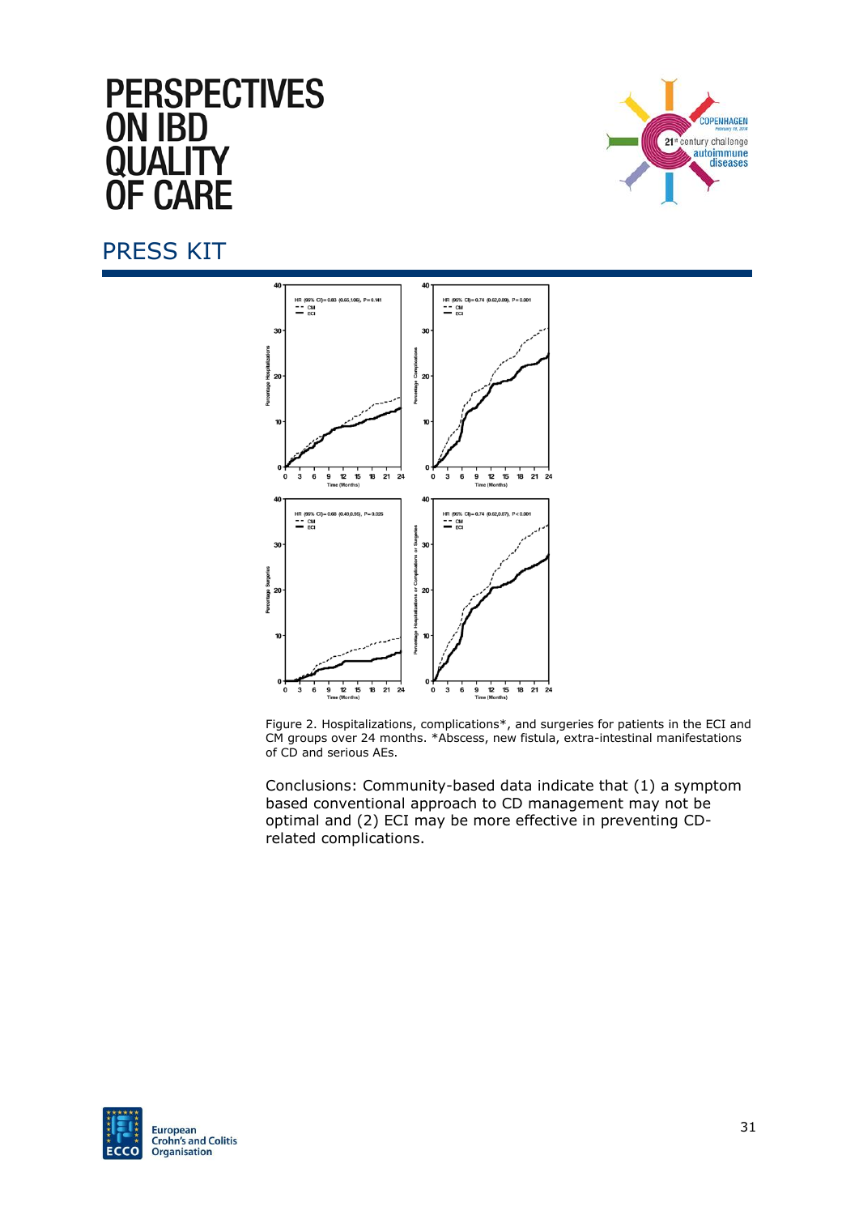Figure 2. Hospitalizations, complications*, and surgeries for patients in the ECI and CM groups over 24 months. *Abscess, new fistula, extra-intestinal manifestations of CD and serious AEs.

Conclusions: Community-based data indicate that (1) a symptom based conventional approach to CD management may not be optimal and (2) ECI may be more effective in preventing CD-related complications.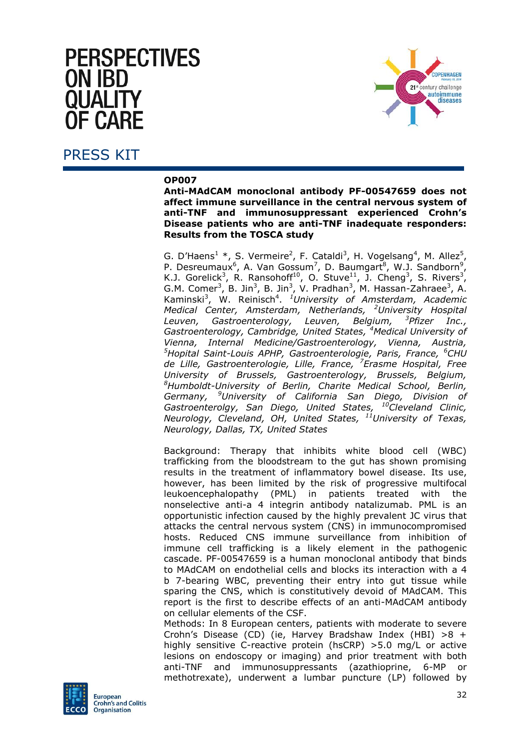# PERSPECTIVES ON IBD QUALITY OF CARE

## PRESS KIT

**OP007**

**Anti-MAdCAM monoclonal antibody PF-00547659 does not affect immune surveillance in the central nervous system of anti-TNF and immunosuppressant experienced Crohn's Disease patients who are anti-TNF inadequate responders: Results from the TOSCA study**

G. D'Haens[1] *, S. Vermeire[2], F. Cataldi[3], H. Vogelsang[4], M. Allez[5], P. Desreumaux[6], A. Van Gossum[7], D. Baumgart[8], W.J. Sandborn[9], K.J. Gorelick[3], R. Ransohoff[10], O. Stuve[11], J. Cheng[3], S. Rivers[3], G.M. Comer[3], B. Jin[3], B. Jin[3], V. Pradhan[3], M. Hassan-Zahraee[3], A. Kaminski[3], W. Reinisch[4]. *[1]University of Amsterdam, Academic Medical Center, Amsterdam, Netherlands, [2]University Hospital Leuven, Gastroenterology, Leuven, Belgium, [3]Pfizer Inc., Gastroenterology, Cambridge, United States, [4]Medical University of Vienna, Internal Medicine/Gastroenterology, Vienna, Austria, [5]Hopital Saint-Louis APHP, Gastroenterologie, Paris, France, [6]CHU de Lille, Gastroenterologie, Lille, France, [7]Erasme Hospital, Free University of Brussels, Gastroenterology, Brussels, Belgium, [8]Humboldt-University of Berlin, Charite Medical School, Berlin, Germany, [9]University of California San Diego, Division of Gastroenterolgy, San Diego, United States, [10]Cleveland Clinic, Neurology, Cleveland, OH, United States, [11]University of Texas, Neurology, Dallas, TX, United States*

Background: Therapy that inhibits white blood cell (WBC) trafficking from the bloodstream to the gut has shown promising results in the treatment of inflammatory bowel disease. Its use, however, has been limited by the risk of progressive multifocal leukoencephalopathy (PML) in patients treated with the nonselective anti-a 4 integrin antibody natalizumab. PML is an opportunistic infection caused by the highly prevalent JC virus that attacks the central nervous system (CNS) in immunocompromised hosts. Reduced CNS immune surveillance from inhibition of immune cell trafficking is a likely element in the pathogenic cascade. PF-00547659 is a human monoclonal antibody that binds to MAdCAM on endothelial cells and blocks its interaction with a 4 b 7-bearing WBC, preventing their entry into gut tissue while sparing the CNS, which is constitutively devoid of MAdCAM. This report is the first to describe effects of an anti-MAdCAM antibody on cellular elements of the CSF.

Methods: In 8 European centers, patients with moderate to severe Crohn's Disease (CD) (ie, Harvey Bradshaw Index (HBI) >8 + highly sensitive C-reactive protein (hsCRP) >5.0 mg/L or active lesions on endoscopy or imaging) and prior treatment with both anti-TNF and immunosuppressants (azathioprine, 6-MP or methotrexate), underwent a lumbar puncture (LP) followed by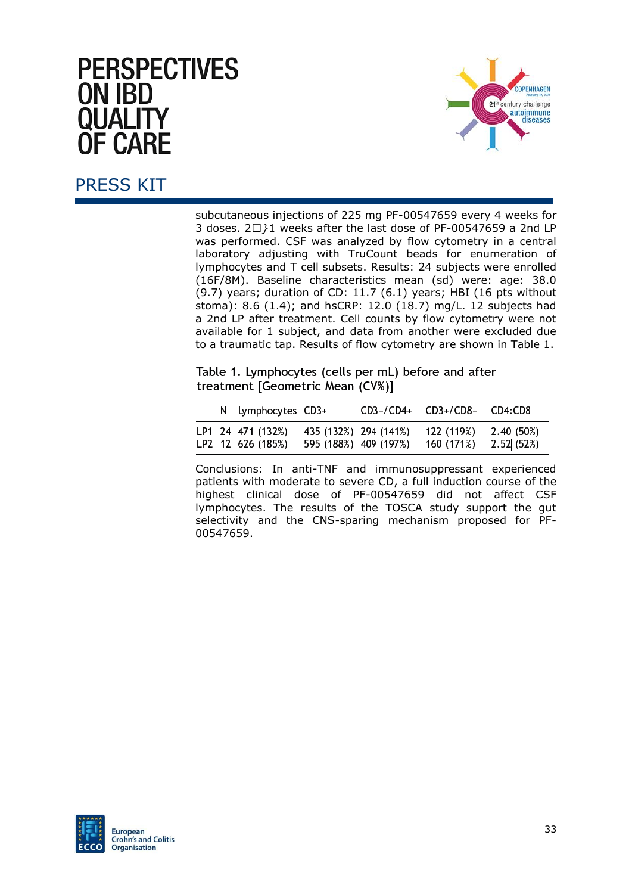subcutaneous injections of 225 mg PF-00547659 every 4 weeks for 3 doses. 2□}1 weeks after the last dose of PF-00547659 a 2nd LP was performed. CSF was analyzed by flow cytometry in a central laboratory adjusting with TruCount beads for enumeration of lymphocytes and T cell subsets. Results: 24 subjects were enrolled (16F/8M). Baseline characteristics mean (sd) were: age: 38.0 (9.7) years; duration of CD: 11.7 (6.1) years; HBI (16 pts without stoma): 8.6 (1.4); and hsCRP: 12.0 (18.7) mg/L. 12 subjects had a 2nd LP after treatment. Cell counts by flow cytometry were not available for 1 subject, and data from another were excluded due to a traumatic tap. Results of flow cytometry are shown in Table 1.

Table 1. Lymphocytes (cells per mL) before and after treatment [Geometric Mean (CV%)]

| | N | Lymphocytes | CD3+ | CD3+/CD4+ | CD3+/CD8+ | CD4:CD8 |
|---|---|---|---|---|---|---|
| LP1 | 24 | 471 (132%) | 435 (132%) | 294 (141%) | 122 (119%) | 2.40 (50%) |
| LP2 | 12 | 626 (185%) | 595 (188%) | 409 (197%) | 160 (171%) | 2.52 (52%) |

Conclusions: In anti-TNF and immunosuppressant experienced patients with moderate to severe CD, a full induction course of the highest clinical dose of PF-00547659 did not affect CSF lymphocytes. The results of the TOSCA study support the gut selectivity and the CNS-sparing mechanism proposed for PF-00547659.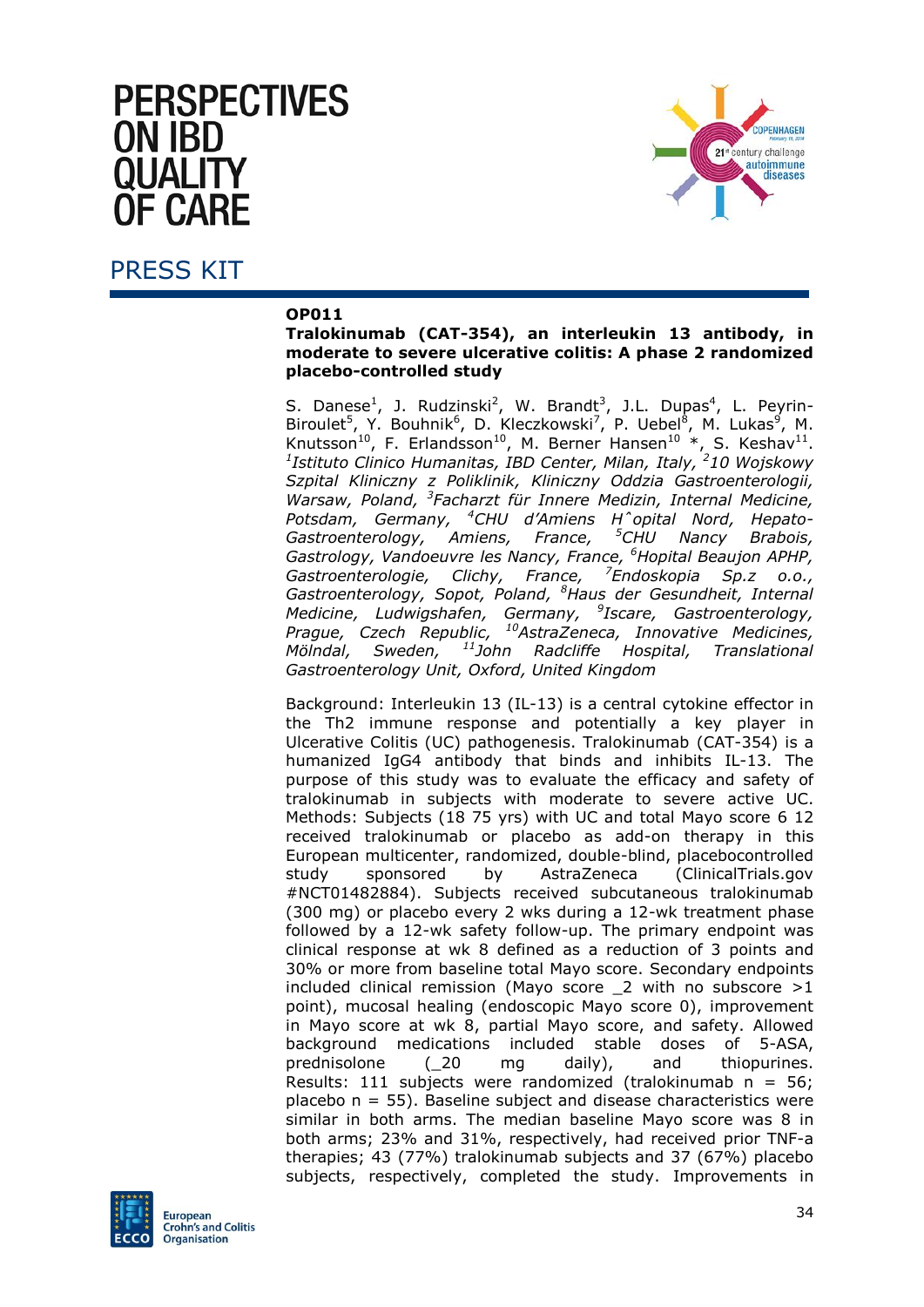**OP011**

**Tralokinumab (CAT-354), an interleukin 13 antibody, in moderate to severe ulcerative colitis: A phase 2 randomized placebo-controlled study**

S. Danese[1], J. Rudzinski[2], W. Brandt[3], J.L. Dupas[4], L. Peyrin-Biroulet[5], Y. Bouhnik[6], D. Kleczkowski[7], P. Uebel[8], M. Lukas[9], M. Knutsson[10], F. Erlandsson[10], M. Berner Hansen[10] *, S. Keshav[11].
*[1]Istituto Clinico Humanitas, IBD Center, Milan, Italy, [2]10 Wojskowy Szpital Kliniczny z Poliklinik, Kliniczny Oddzia Gastroenterologii, Warsaw, Poland, [3]Facharzt für Innere Medizin, Internal Medicine, Potsdam, Germany, [4]CHU d'Amiens H^opital Nord, Hepato-Gastroenterology, Amiens, France, [5]CHU Nancy Brabois, Gastrology, Vandoeuvre les Nancy, France, [6]Hopital Beaujon APHP, Gastroenterologie, Clichy, France, [7]Endoskopia Sp.z o.o., Gastroenterology, Sopot, Poland, [8]Haus der Gesundheit, Internal Medicine, Ludwigshafen, Germany, [9]Iscare, Gastroenterology, Prague, Czech Republic, [10]AstraZeneca, Innovative Medicines, Mölndal, Sweden, [11]John Radcliffe Hospital, Translational Gastroenterology Unit, Oxford, United Kingdom*

Background: Interleukin 13 (IL-13) is a central cytokine effector in the Th2 immune response and potentially a key player in Ulcerative Colitis (UC) pathogenesis. Tralokinumab (CAT-354) is a humanized IgG4 antibody that binds and inhibits IL-13. The purpose of this study was to evaluate the efficacy and safety of tralokinumab in subjects with moderate to severe active UC.
Methods: Subjects (18 75 yrs) with UC and total Mayo score 6 12 received tralokinumab or placebo as add-on therapy in this European multicenter, randomized, double-blind, placebocontrolled study sponsored by AstraZeneca (ClinicalTrials.gov #NCT01482884). Subjects received subcutaneous tralokinumab (300 mg) or placebo every 2 wks during a 12-wk treatment phase followed by a 12-wk safety follow-up. The primary endpoint was clinical response at wk 8 defined as a reduction of 3 points and 30% or more from baseline total Mayo score. Secondary endpoints included clinical remission (Mayo score _2 with no subscore >1 point), mucosal healing (endoscopic Mayo score 0), improvement in Mayo score at wk 8, partial Mayo score, and safety. Allowed background medications included stable doses of 5-ASA, prednisolone (_20 mg daily), and thiopurines.
Results: 111 subjects were randomized (tralokinumab n = 56; placebo n = 55). Baseline subject and disease characteristics were similar in both arms. The median baseline Mayo score was 8 in both arms; 23% and 31%, respectively, had received prior TNF-a therapies; 43 (77%) tralokinumab subjects and 37 (67%) placebo subjects, respectively, completed the study. Improvements in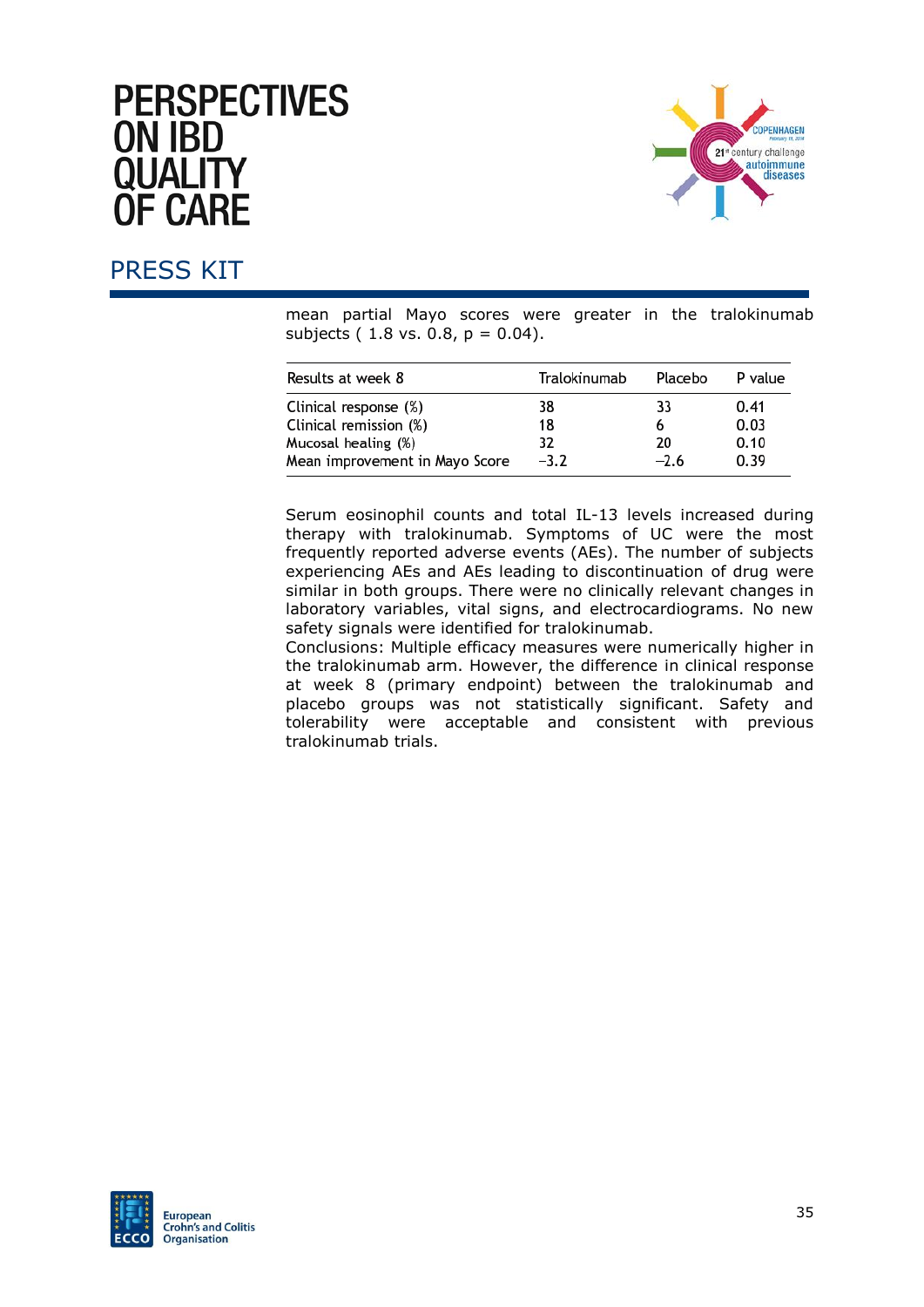mean partial Mayo scores were greater in the tralokinumab subjects ( 1.8 vs. 0.8, p = 0.04).

| Results at week 8 | Tralokinumab | Placebo | P value |
|---|---|---|---|
| Clinical response (%) | 38 | 33 | 0.41 |
| Clinical remission (%) | 18 | 6 | 0.03 |
| Mucosal healing (%) | 32 | 20 | 0.10 |
| Mean improvement in Mayo Score | −3.2 | −2.6 | 0.39 |

Serum eosinophil counts and total IL-13 levels increased during therapy with tralokinumab. Symptoms of UC were the most frequently reported adverse events (AEs). The number of subjects experiencing AEs and AEs leading to discontinuation of drug were similar in both groups. There were no clinically relevant changes in laboratory variables, vital signs, and electrocardiograms. No new safety signals were identified for tralokinumab.

Conclusions: Multiple efficacy measures were numerically higher in the tralokinumab arm. However, the difference in clinical response at week 8 (primary endpoint) between the tralokinumab and placebo groups was not statistically significant. Safety and tolerability were acceptable and consistent with previous tralokinumab trials.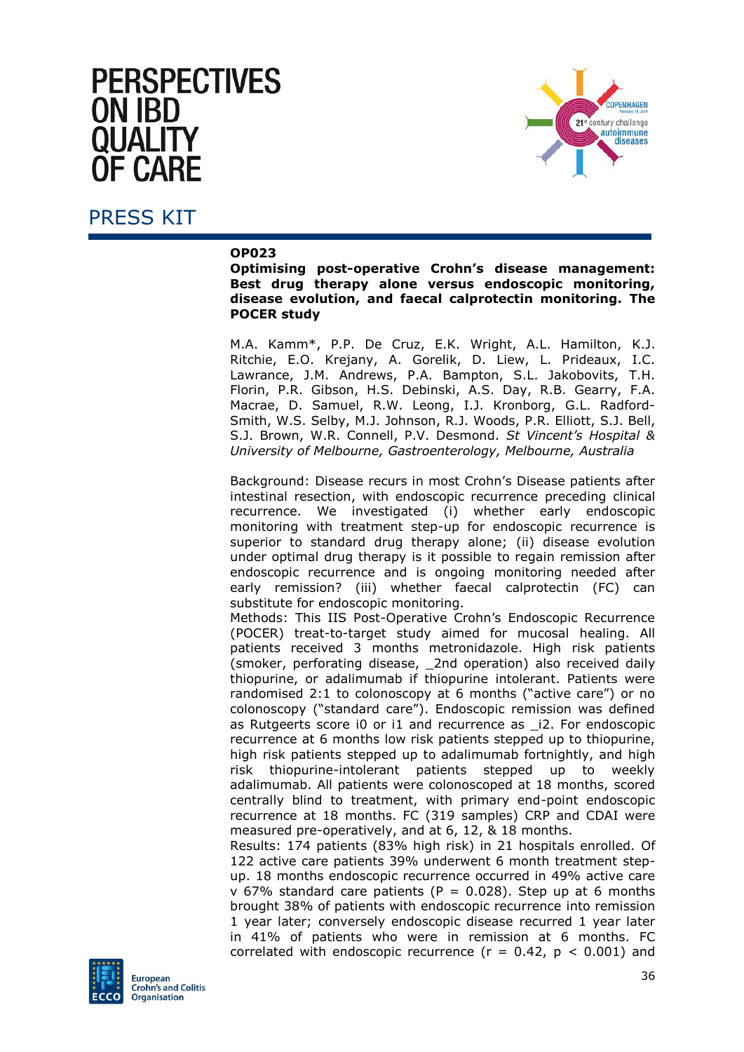# PERSPECTIVES ON IBD QUALITY OF CARE

## PRESS KIT

**OP023**

**Optimising post-operative Crohn's disease management: Best drug therapy alone versus endoscopic monitoring, disease evolution, and faecal calprotectin monitoring. The POCER study**

M.A. Kamm*, P.P. De Cruz, E.K. Wright, A.L. Hamilton, K.J. Ritchie, E.O. Krejany, A. Gorelik, D. Liew, L. Prideaux, I.C. Lawrance, J.M. Andrews, P.A. Bampton, S.L. Jakobovits, T.H. Florin, P.R. Gibson, H.S. Debinski, A.S. Day, R.B. Gearry, F.A. Macrae, D. Samuel, R.W. Leong, I.J. Kronborg, G.L. Radford-Smith, W.S. Selby, M.J. Johnson, R.J. Woods, P.R. Elliott, S.J. Bell, S.J. Brown, W.R. Connell, P.V. Desmond. *St Vincent's Hospital & University of Melbourne, Gastroenterology, Melbourne, Australia*

Background: Disease recurs in most Crohn's Disease patients after intestinal resection, with endoscopic recurrence preceding clinical recurrence. We investigated (i) whether early endoscopic monitoring with treatment step-up for endoscopic recurrence is superior to standard drug therapy alone; (ii) disease evolution under optimal drug therapy is it possible to regain remission after endoscopic recurrence and is ongoing monitoring needed after early remission? (iii) whether faecal calprotectin (FC) can substitute for endoscopic monitoring.

Methods: This IIS Post-Operative Crohn's Endoscopic Recurrence (POCER) treat-to-target study aimed for mucosal healing. All patients received 3 months metronidazole. High risk patients (smoker, perforating disease, _2nd operation) also received daily thiopurine, or adalimumab if thiopurine intolerant. Patients were randomised 2:1 to colonoscopy at 6 months ("active care") or no colonoscopy ("standard care"). Endoscopic remission was defined as Rutgeerts score i0 or i1 and recurrence as _i2. For endoscopic recurrence at 6 months low risk patients stepped up to thiopurine, high risk patients stepped up to adalimumab fortnightly, and high risk thiopurine-intolerant patients stepped up to weekly adalimumab. All patients were colonoscoped at 18 months, scored centrally blind to treatment, with primary end-point endoscopic recurrence at 18 months. FC (319 samples) CRP and CDAI were measured pre-operatively, and at 6, 12, & 18 months.

Results: 174 patients (83% high risk) in 21 hospitals enrolled. Of 122 active care patients 39% underwent 6 month treatment step-up. 18 months endoscopic recurrence occurred in 49% active care v 67% standard care patients ($P = 0.028$). Step up at 6 months brought 38% of patients with endoscopic recurrence into remission 1 year later; conversely endoscopic disease recurred 1 year later in 41% of patients who were in remission at 6 months. FC correlated with endoscopic recurrence ($r = 0.42$, $p < 0.001$) and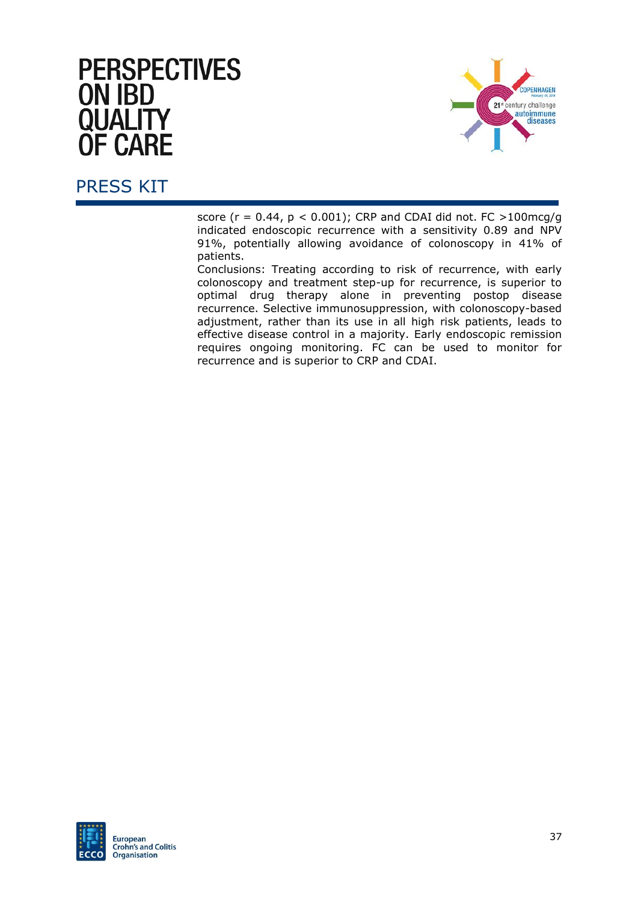score ($r = 0.44$, $p < 0.001$); CRP and CDAI did not. FC >100mcg/g indicated endoscopic recurrence with a sensitivity 0.89 and NPV 91%, potentially allowing avoidance of colonoscopy in 41% of patients.

Conclusions: Treating according to risk of recurrence, with early colonoscopy and treatment step-up for recurrence, is superior to optimal drug therapy alone in preventing postop disease recurrence. Selective immunosuppression, with colonoscopy-based adjustment, rather than its use in all high risk patients, leads to effective disease control in a majority. Early endoscopic remission requires ongoing monitoring. FC can be used to monitor for recurrence and is superior to CRP and CDAI.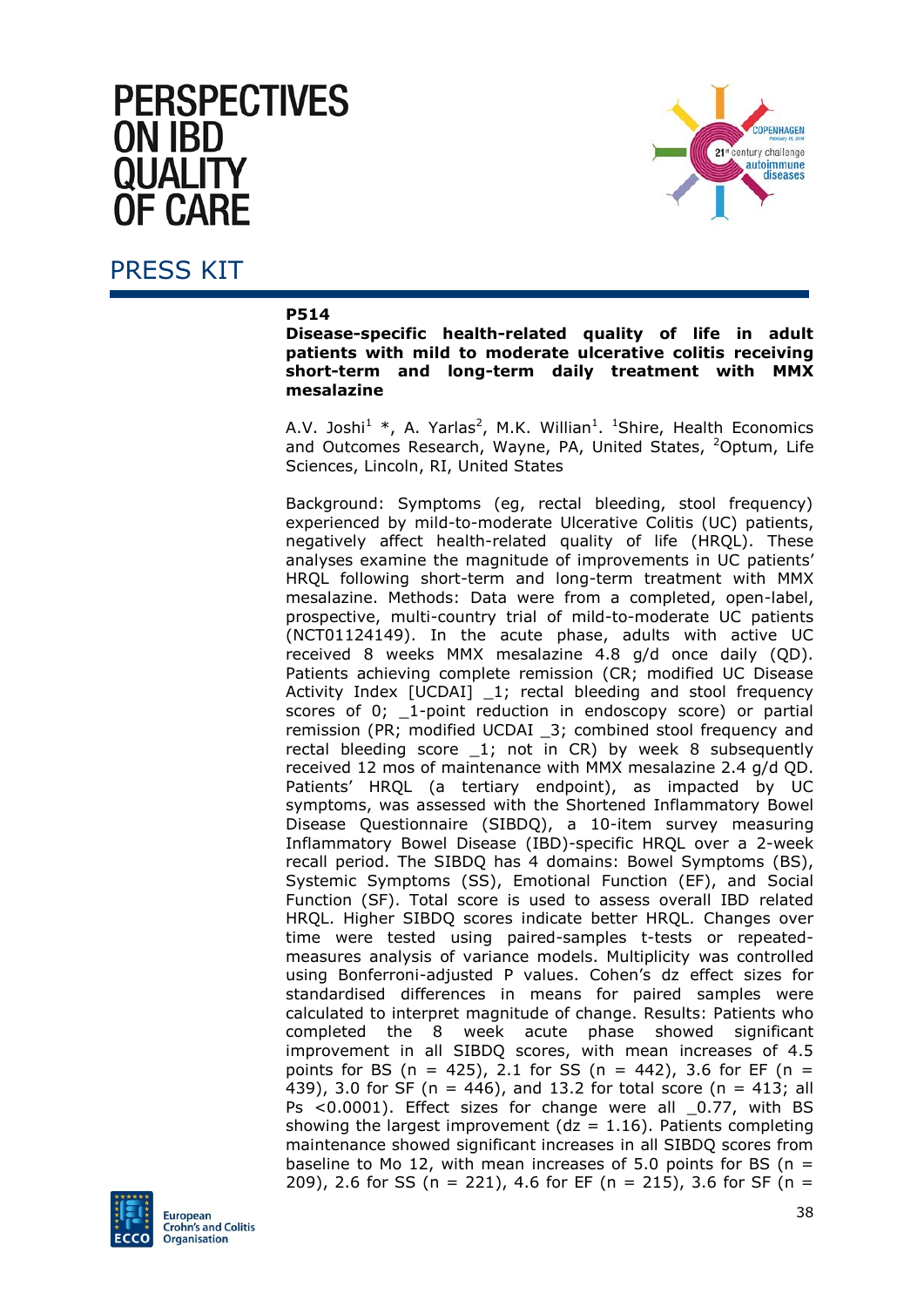**P514**

**Disease-specific health-related quality of life in adult patients with mild to moderate ulcerative colitis receiving short-term and long-term daily treatment with MMX mesalazine**

A.V. Joshi[1] *, A. Yarlas[2], M.K. Willian[1]. [1]Shire, Health Economics and Outcomes Research, Wayne, PA, United States, [2]Optum, Life Sciences, Lincoln, RI, United States

Background: Symptoms (eg, rectal bleeding, stool frequency) experienced by mild-to-moderate Ulcerative Colitis (UC) patients, negatively affect health-related quality of life (HRQL). These analyses examine the magnitude of improvements in UC patients' HRQL following short-term and long-term treatment with MMX mesalazine. Methods: Data were from a completed, open-label, prospective, multi-country trial of mild-to-moderate UC patients (NCT01124149). In the acute phase, adults with active UC received 8 weeks MMX mesalazine 4.8 g/d once daily (QD). Patients achieving complete remission (CR; modified UC Disease Activity Index [UCDAI] _1; rectal bleeding and stool frequency scores of 0; _1-point reduction in endoscopy score) or partial remission (PR; modified UCDAI _3; combined stool frequency and rectal bleeding score _1; not in CR) by week 8 subsequently received 12 mos of maintenance with MMX mesalazine 2.4 g/d QD. Patients' HRQL (a tertiary endpoint), as impacted by UC symptoms, was assessed with the Shortened Inflammatory Bowel Disease Questionnaire (SIBDQ), a 10-item survey measuring Inflammatory Bowel Disease (IBD)-specific HRQL over a 2-week recall period. The SIBDQ has 4 domains: Bowel Symptoms (BS), Systemic Symptoms (SS), Emotional Function (EF), and Social Function (SF). Total score is used to assess overall IBD related HRQL. Higher SIBDQ scores indicate better HRQL. Changes over time were tested using paired-samples t-tests or repeated-measures analysis of variance models. Multiplicity was controlled using Bonferroni-adjusted P values. Cohen's dz effect sizes for standardised differences in means for paired samples were calculated to interpret magnitude of change. Results: Patients who completed the 8 week acute phase showed significant improvement in all SIBDQ scores, with mean increases of 4.5 points for BS (n = 425), 2.1 for SS (n = 442), 3.6 for EF (n = 439), 3.0 for SF (n = 446), and 13.2 for total score (n = 413; all Ps <0.0001). Effect sizes for change were all _0.77, with BS showing the largest improvement (dz = 1.16). Patients completing maintenance showed significant increases in all SIBDQ scores from baseline to Mo 12, with mean increases of 5.0 points for BS (n = 209), 2.6 for SS (n = 221), 4.6 for EF (n = 215), 3.6 for SF (n =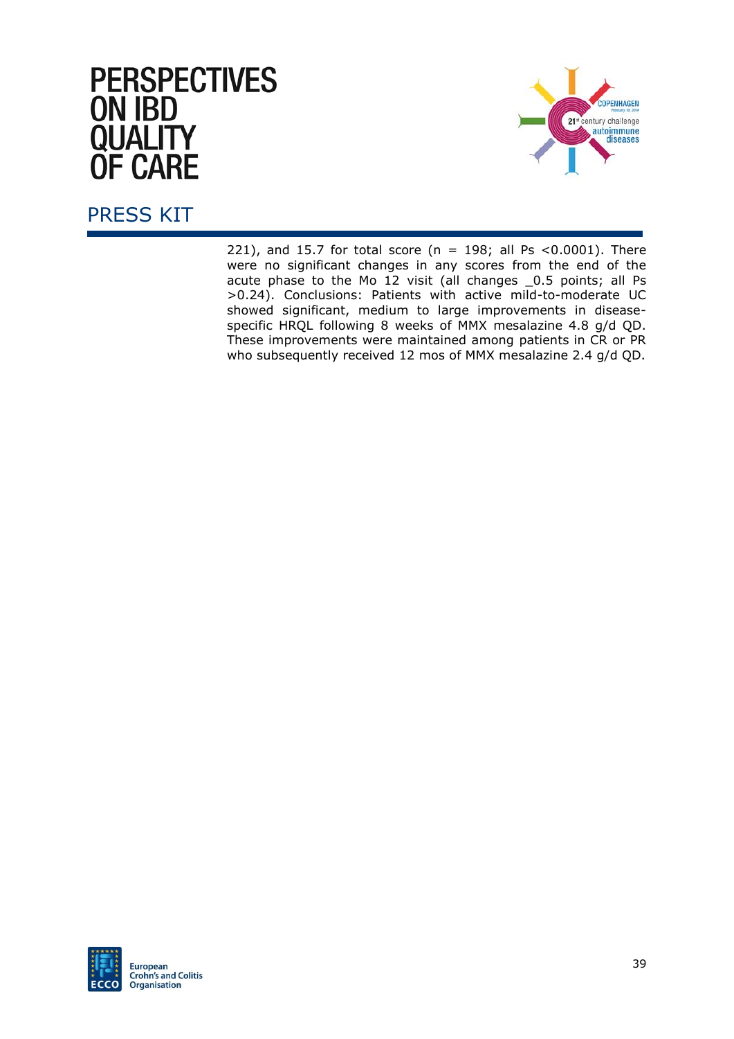221), and 15.7 for total score (n = 198; all Ps <0.0001). There were no significant changes in any scores from the end of the acute phase to the Mo 12 visit (all changes _0.5 points; all Ps >0.24). Conclusions: Patients with active mild-to-moderate UC showed significant, medium to large improvements in disease-specific HRQL following 8 weeks of MMX mesalazine 4.8 g/d QD. These improvements were maintained among patients in CR or PR who subsequently received 12 mos of MMX mesalazine 2.4 g/d QD.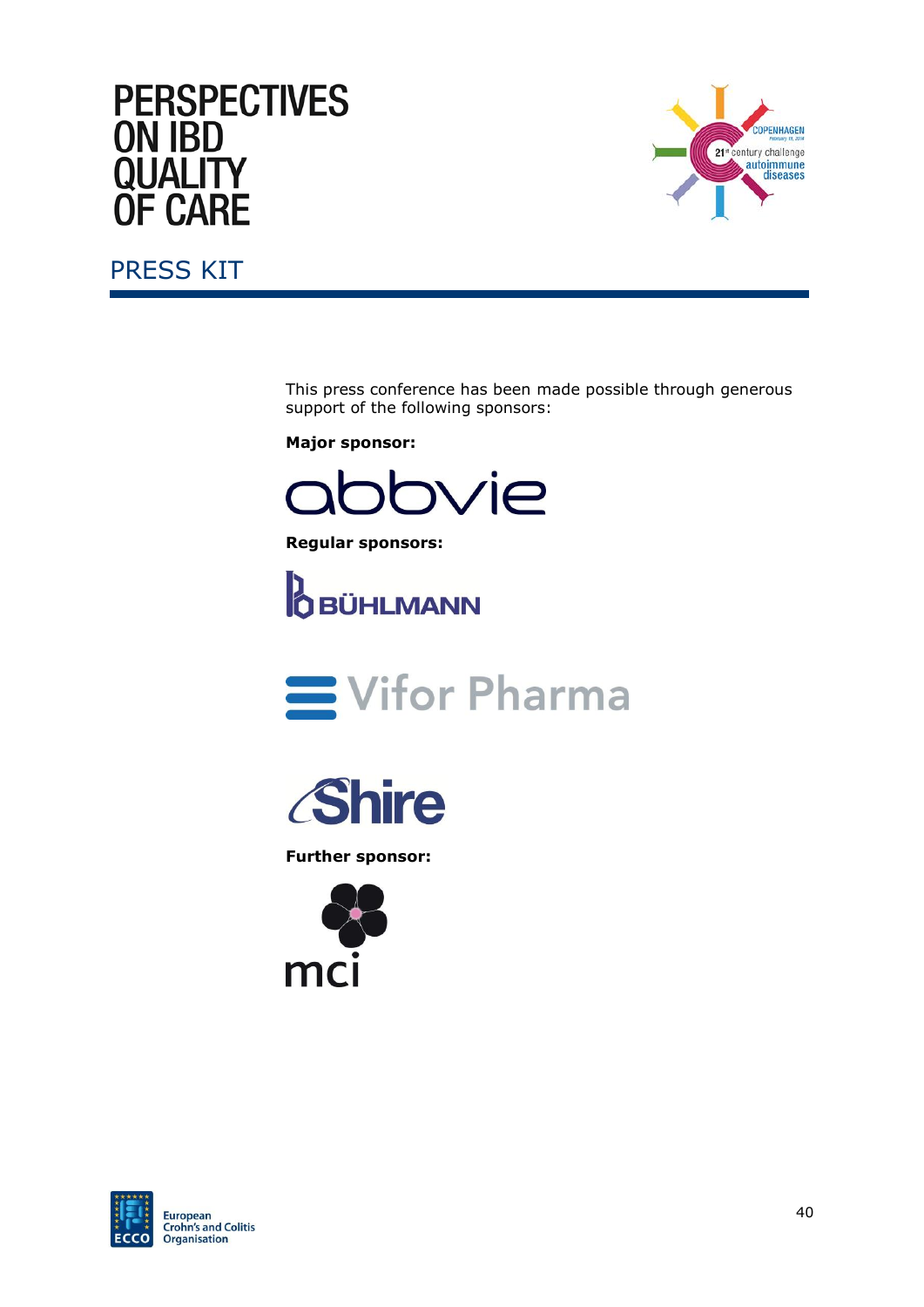# PERSPECTIVES ON IBD QUALITY OF CARE

## PRESS KIT

This press conference has been made possible through generous support of the following sponsors:

**Major sponsor:**

abbvie

**Regular sponsors:**

BÜHLMANN

Vifor Pharma

Shire

**Further sponsor:**

mci